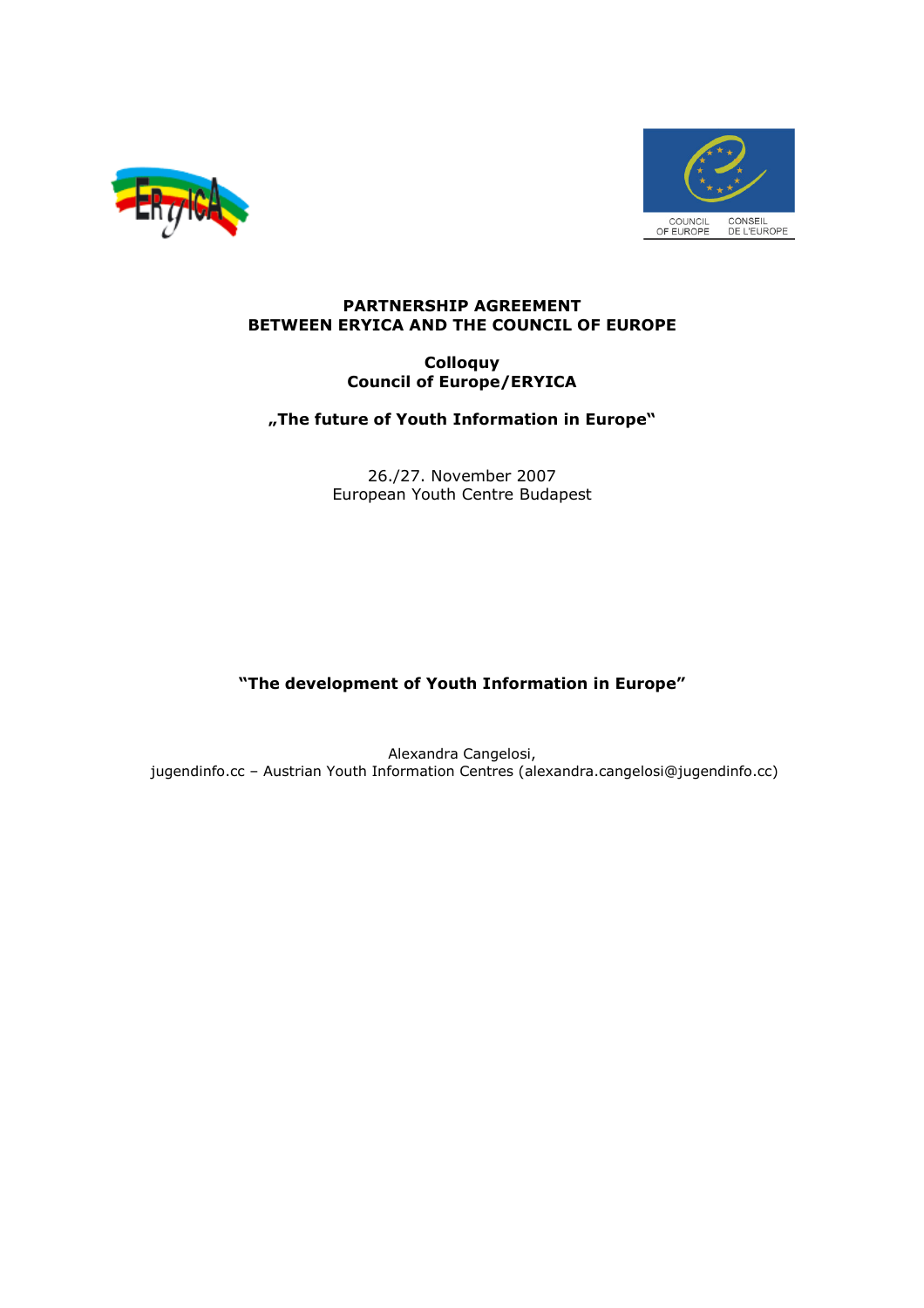**PARTNERSHIP AGREEMENT**
**BETWEEN ERYICA AND THE COUNCIL OF EUROPE**

**Colloquy**
**Council of Europe/ERYICA**

**„The future of Youth Information in Europe"**

26./27. November 2007
European Youth Centre Budapest

# "The development of Youth Information in Europe"

Alexandra Cangelosi,
jugendinfo.cc – Austrian Youth Information Centres (alexandra.cangelosi@jugendinfo.cc)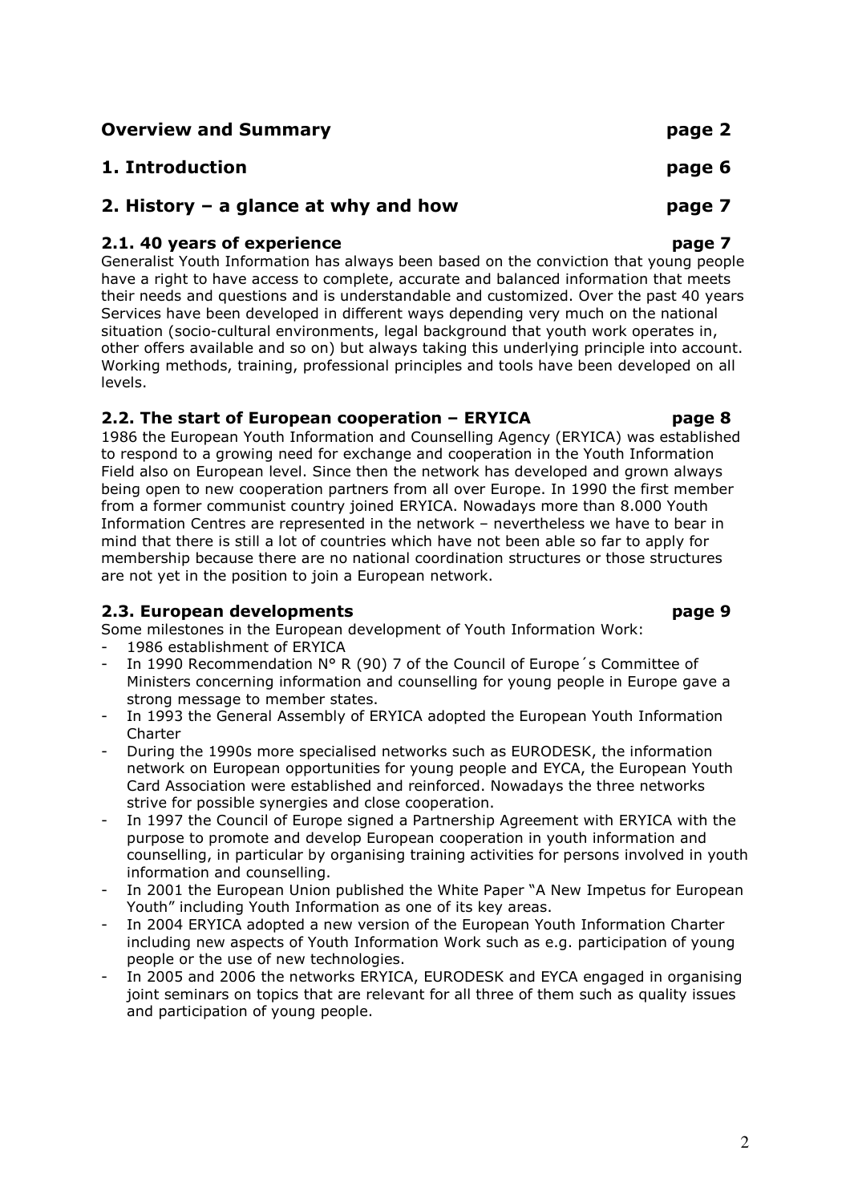## Overview and Summary page 2

## 1. Introduction page 6

## 2. History – a glance at why and how page 7

### 2.1. 40 years of experience page 7

Generalist Youth Information has always been based on the conviction that young people have a right to have access to complete, accurate and balanced information that meets their needs and questions and is understandable and customized. Over the past 40 years Services have been developed in different ways depending very much on the national situation (socio-cultural environments, legal background that youth work operates in, other offers available and so on) but always taking this underlying principle into account. Working methods, training, professional principles and tools have been developed on all levels.

### 2.2. The start of European cooperation – ERYICA page 8

1986 the European Youth Information and Counselling Agency (ERYICA) was established to respond to a growing need for exchange and cooperation in the Youth Information Field also on European level. Since then the network has developed and grown always being open to new cooperation partners from all over Europe. In 1990 the first member from a former communist country joined ERYICA. Nowadays more than 8.000 Youth Information Centres are represented in the network – nevertheless we have to bear in mind that there is still a lot of countries which have not been able so far to apply for membership because there are no national coordination structures or those structures are not yet in the position to join a European network.

### 2.3. European developments page 9

Some milestones in the European development of Youth Information Work:

- 1986 establishment of ERYICA
- In 1990 Recommendation N° R (90) 7 of the Council of Europe´s Committee of Ministers concerning information and counselling for young people in Europe gave a strong message to member states.
- In 1993 the General Assembly of ERYICA adopted the European Youth Information Charter
- During the 1990s more specialised networks such as EURODESK, the information network on European opportunities for young people and EYCA, the European Youth Card Association were established and reinforced. Nowadays the three networks strive for possible synergies and close cooperation.
- In 1997 the Council of Europe signed a Partnership Agreement with ERYICA with the purpose to promote and develop European cooperation in youth information and counselling, in particular by organising training activities for persons involved in youth information and counselling.
- In 2001 the European Union published the White Paper "A New Impetus for European Youth" including Youth Information as one of its key areas.
- In 2004 ERYICA adopted a new version of the European Youth Information Charter including new aspects of Youth Information Work such as e.g. participation of young people or the use of new technologies.
- In 2005 and 2006 the networks ERYICA, EURODESK and EYCA engaged in organising joint seminars on topics that are relevant for all three of them such as quality issues and participation of young people.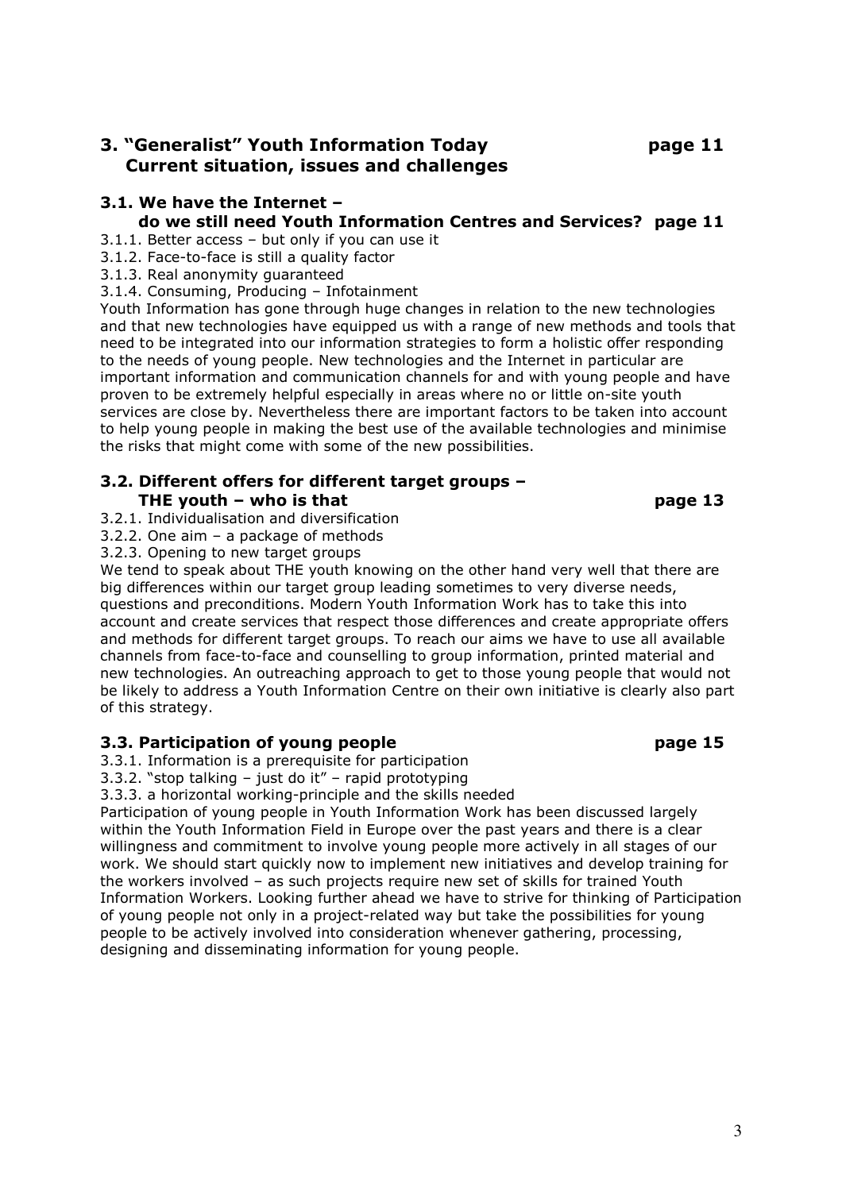## 3. "Generalist" Youth Information Today page 11
## Current situation, issues and challenges

### 3.1. We have the Internet – do we still need Youth Information Centres and Services? page 11

3.1.1. Better access – but only if you can use it
3.1.2. Face-to-face is still a quality factor
3.1.3. Real anonymity guaranteed
3.1.4. Consuming, Producing – Infotainment

Youth Information has gone through huge changes in relation to the new technologies and that new technologies have equipped us with a range of new methods and tools that need to be integrated into our information strategies to form a holistic offer responding to the needs of young people. New technologies and the Internet in particular are important information and communication channels for and with young people and have proven to be extremely helpful especially in areas where no or little on-site youth services are close by. Nevertheless there are important factors to be taken into account to help young people in making the best use of the available technologies and minimise the risks that might come with some of the new possibilities.

### 3.2. Different offers for different target groups – THE youth – who is that page 13

3.2.1. Individualisation and diversification
3.2.2. One aim – a package of methods
3.2.3. Opening to new target groups

We tend to speak about THE youth knowing on the other hand very well that there are big differences within our target group leading sometimes to very diverse needs, questions and preconditions. Modern Youth Information Work has to take this into account and create services that respect those differences and create appropriate offers and methods for different target groups. To reach our aims we have to use all available channels from face-to-face and counselling to group information, printed material and new technologies. An outreaching approach to get to those young people that would not be likely to address a Youth Information Centre on their own initiative is clearly also part of this strategy.

### 3.3. Participation of young people page 15

3.3.1. Information is a prerequisite for participation
3.3.2. "stop talking – just do it" – rapid prototyping
3.3.3. a horizontal working-principle and the skills needed

Participation of young people in Youth Information Work has been discussed largely within the Youth Information Field in Europe over the past years and there is a clear willingness and commitment to involve young people more actively in all stages of our work. We should start quickly now to implement new initiatives and develop training for the workers involved – as such projects require new set of skills for trained Youth Information Workers. Looking further ahead we have to strive for thinking of Participation of young people not only in a project-related way but take the possibilities for young people to be actively involved into consideration whenever gathering, processing, designing and disseminating information for young people.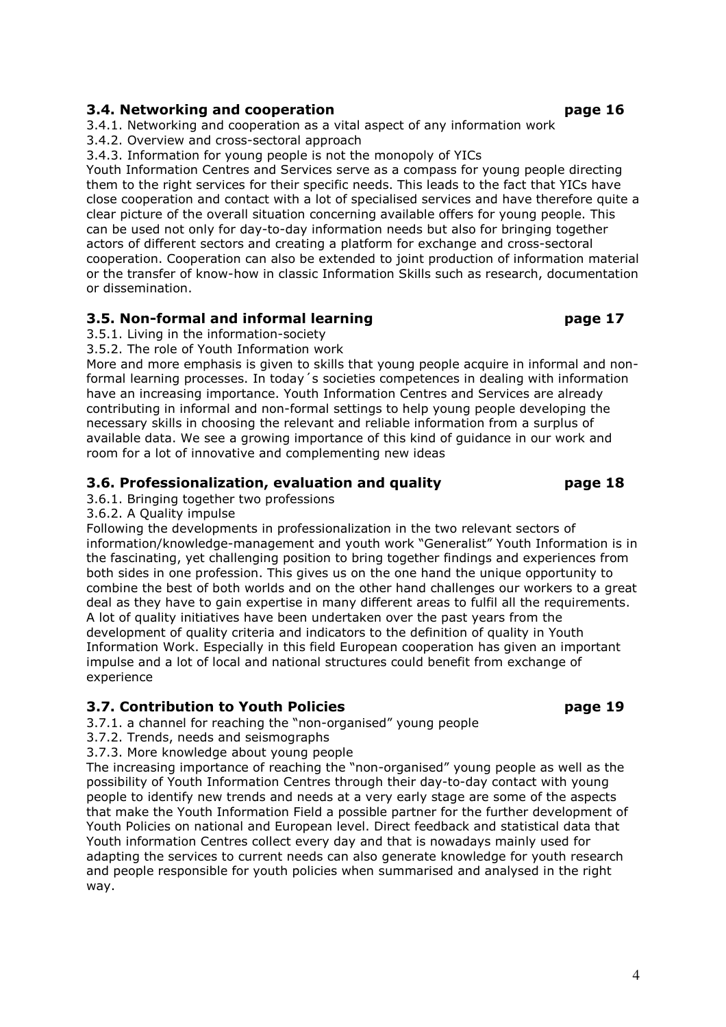### 3.4. Networking and cooperation page 16

3.4.1. Networking and cooperation as a vital aspect of any information work
3.4.2. Overview and cross-sectoral approach
3.4.3. Information for young people is not the monopoly of YICs

Youth Information Centres and Services serve as a compass for young people directing them to the right services for their specific needs. This leads to the fact that YICs have close cooperation and contact with a lot of specialised services and have therefore quite a clear picture of the overall situation concerning available offers for young people. This can be used not only for day-to-day information needs but also for bringing together actors of different sectors and creating a platform for exchange and cross-sectoral cooperation. Cooperation can also be extended to joint production of information material or the transfer of know-how in classic Information Skills such as research, documentation or dissemination.

### 3.5. Non-formal and informal learning page 17

3.5.1. Living in the information-society
3.5.2. The role of Youth Information work

More and more emphasis is given to skills that young people acquire in informal and non-formal learning processes. In today´s societies competences in dealing with information have an increasing importance. Youth Information Centres and Services are already contributing in informal and non-formal settings to help young people developing the necessary skills in choosing the relevant and reliable information from a surplus of available data. We see a growing importance of this kind of guidance in our work and room for a lot of innovative and complementing new ideas

### 3.6. Professionalization, evaluation and quality page 18

3.6.1. Bringing together two professions
3.6.2. A Quality impulse

Following the developments in professionalization in the two relevant sectors of information/knowledge-management and youth work "Generalist" Youth Information is in the fascinating, yet challenging position to bring together findings and experiences from both sides in one profession. This gives us on the one hand the unique opportunity to combine the best of both worlds and on the other hand challenges our workers to a great deal as they have to gain expertise in many different areas to fulfil all the requirements. A lot of quality initiatives have been undertaken over the past years from the development of quality criteria and indicators to the definition of quality in Youth Information Work. Especially in this field European cooperation has given an important impulse and a lot of local and national structures could benefit from exchange of experience

### 3.7. Contribution to Youth Policies page 19

3.7.1. a channel for reaching the "non-organised" young people
3.7.2. Trends, needs and seismographs
3.7.3. More knowledge about young people

The increasing importance of reaching the "non-organised" young people as well as the possibility of Youth Information Centres through their day-to-day contact with young people to identify new trends and needs at a very early stage are some of the aspects that make the Youth Information Field a possible partner for the further development of Youth Policies on national and European level. Direct feedback and statistical data that Youth information Centres collect every day and that is nowadays mainly used for adapting the services to current needs can also generate knowledge for youth research and people responsible for youth policies when summarised and analysed in the right way.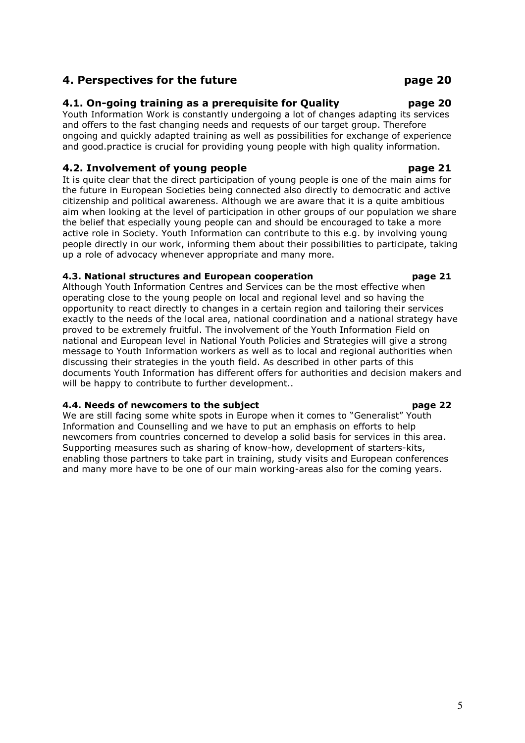## 4. Perspectives for the future page 20

### 4.1. On-going training as a prerequisite for Quality page 20

Youth Information Work is constantly undergoing a lot of changes adapting its services and offers to the fast changing needs and requests of our target group. Therefore ongoing and quickly adapted training as well as possibilities for exchange of experience and good.practice is crucial for providing young people with high quality information.

### 4.2. Involvement of young people page 21

It is quite clear that the direct participation of young people is one of the main aims for the future in European Societies being connected also directly to democratic and active citizenship and political awareness. Although we are aware that it is a quite ambitious aim when looking at the level of participation in other groups of our population we share the belief that especially young people can and should be encouraged to take a more active role in Society. Youth Information can contribute to this e.g. by involving young people directly in our work, informing them about their possibilities to participate, taking up a role of advocacy whenever appropriate and many more.

#### 4.3. National structures and European cooperation page 21

Although Youth Information Centres and Services can be the most effective when operating close to the young people on local and regional level and so having the opportunity to react directly to changes in a certain region and tailoring their services exactly to the needs of the local area, national coordination and a national strategy have proved to be extremely fruitful. The involvement of the Youth Information Field on national and European level in National Youth Policies and Strategies will give a strong message to Youth Information workers as well as to local and regional authorities when discussing their strategies in the youth field. As described in other parts of this documents Youth Information has different offers for authorities and decision makers and will be happy to contribute to further development..

#### 4.4. Needs of newcomers to the subject page 22

We are still facing some white spots in Europe when it comes to "Generalist" Youth Information and Counselling and we have to put an emphasis on efforts to help newcomers from countries concerned to develop a solid basis for services in this area. Supporting measures such as sharing of know-how, development of starters-kits, enabling those partners to take part in training, study visits and European conferences and many more have to be one of our main working-areas also for the coming years.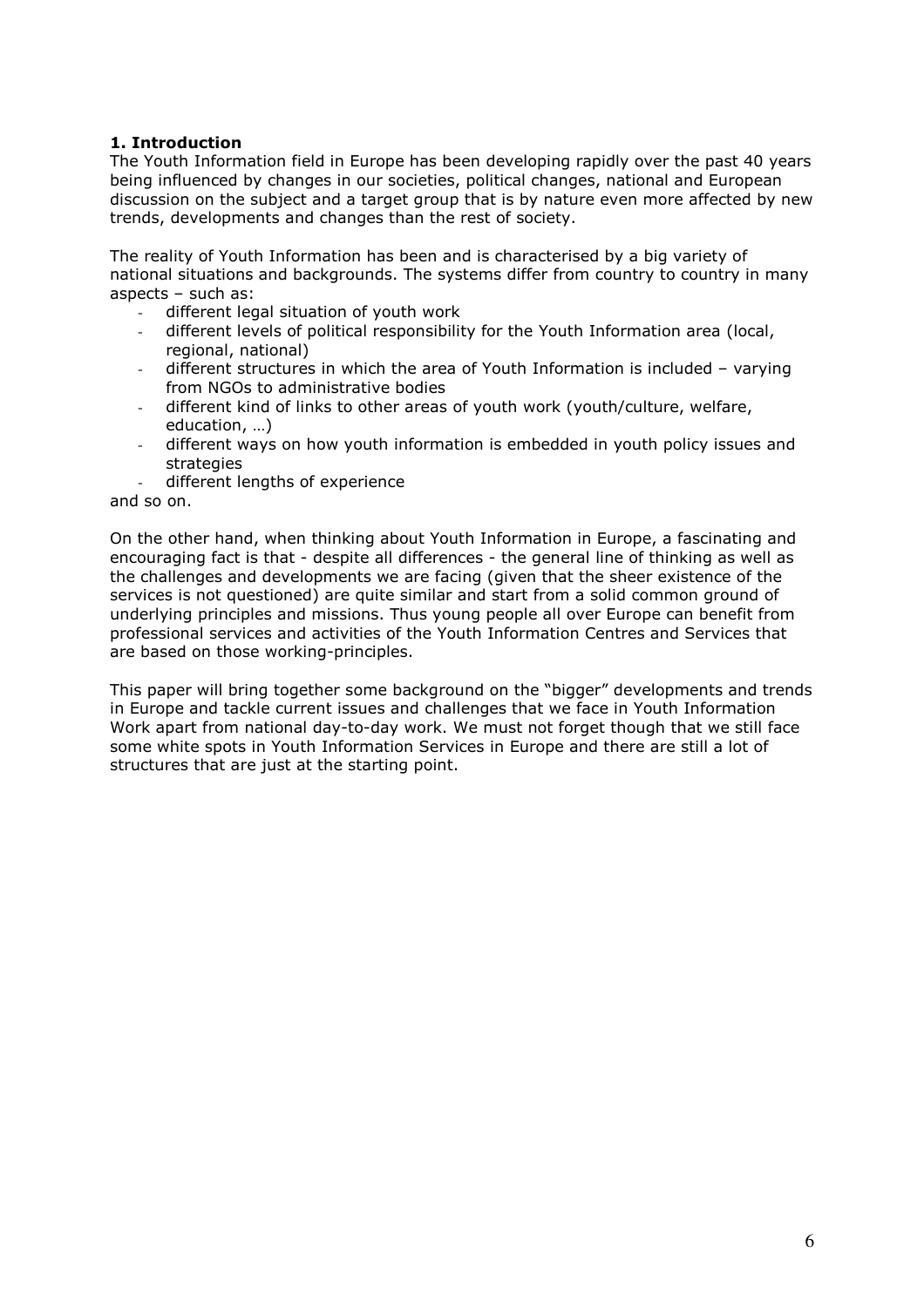## 1. Introduction

The Youth Information field in Europe has been developing rapidly over the past 40 years being influenced by changes in our societies, political changes, national and European discussion on the subject and a target group that is by nature even more affected by new trends, developments and changes than the rest of society.

The reality of Youth Information has been and is characterised by a big variety of national situations and backgrounds. The systems differ from country to country in many aspects – such as:

- different legal situation of youth work
- different levels of political responsibility for the Youth Information area (local, regional, national)
- different structures in which the area of Youth Information is included – varying from NGOs to administrative bodies
- different kind of links to other areas of youth work (youth/culture, welfare, education, …)
- different ways on how youth information is embedded in youth policy issues and strategies
- different lengths of experience

and so on.

On the other hand, when thinking about Youth Information in Europe, a fascinating and encouraging fact is that - despite all differences - the general line of thinking as well as the challenges and developments we are facing (given that the sheer existence of the services is not questioned) are quite similar and start from a solid common ground of underlying principles and missions. Thus young people all over Europe can benefit from professional services and activities of the Youth Information Centres and Services that are based on those working-principles.

This paper will bring together some background on the "bigger" developments and trends in Europe and tackle current issues and challenges that we face in Youth Information Work apart from national day-to-day work. We must not forget though that we still face some white spots in Youth Information Services in Europe and there are still a lot of structures that are just at the starting point.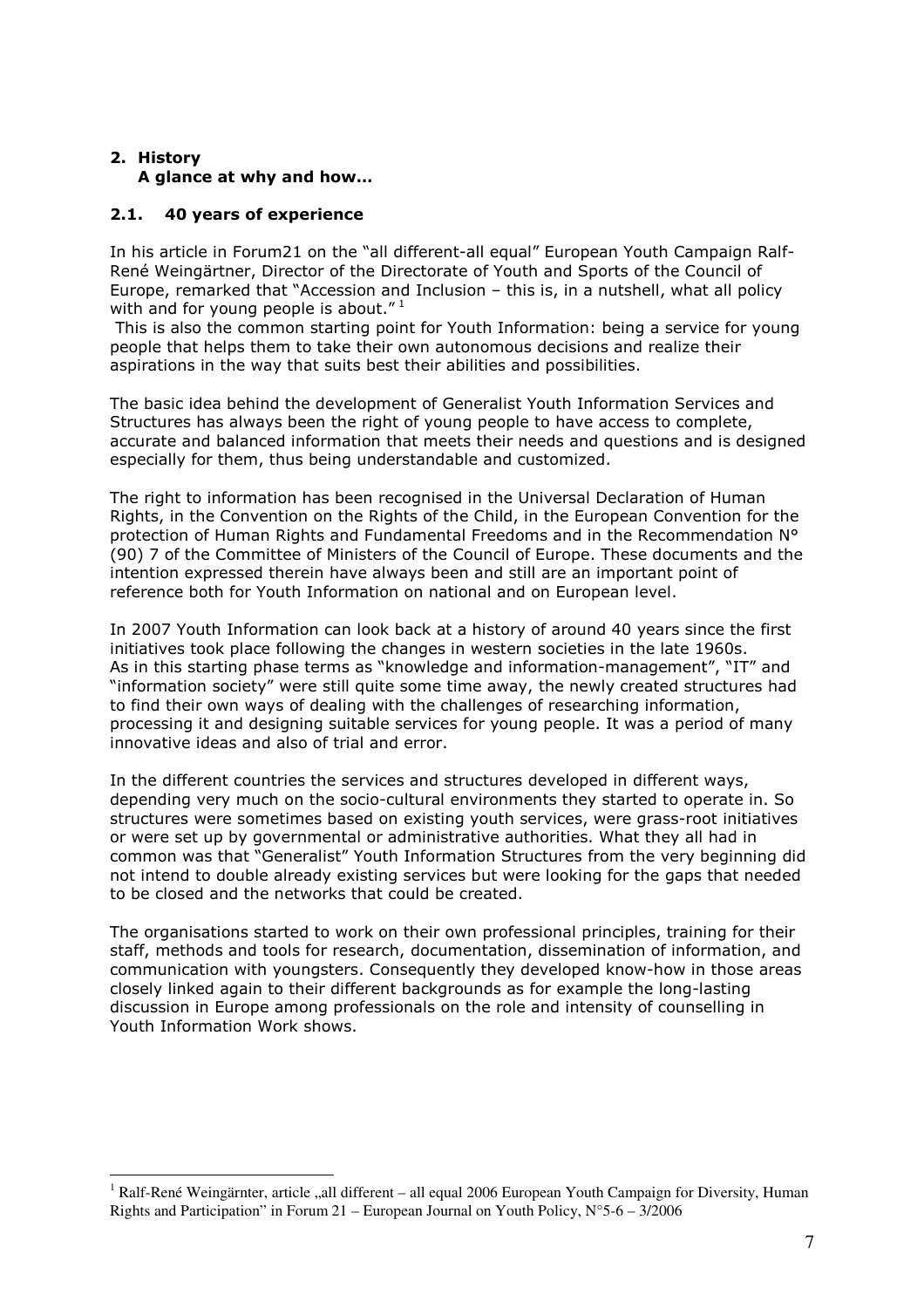## 2. History

### A glance at why and how…

### 2.1. 40 years of experience

In his article in Forum21 on the "all different-all equal" European Youth Campaign Ralf-René Weingärtner, Director of the Directorate of Youth and Sports of the Council of Europe, remarked that "Accession and Inclusion – this is, in a nutshell, what all policy with and for young people is about."[1]

This is also the common starting point for Youth Information: being a service for young people that helps them to take their own autonomous decisions and realize their aspirations in the way that suits best their abilities and possibilities.

The basic idea behind the development of Generalist Youth Information Services and Structures has always been the right of young people to have access to complete, accurate and balanced information that meets their needs and questions and is designed especially for them, thus being understandable and customized.

The right to information has been recognised in the Universal Declaration of Human Rights, in the Convention on the Rights of the Child, in the European Convention for the protection of Human Rights and Fundamental Freedoms and in the Recommendation N° (90) 7 of the Committee of Ministers of the Council of Europe. These documents and the intention expressed therein have always been and still are an important point of reference both for Youth Information on national and on European level.

In 2007 Youth Information can look back at a history of around 40 years since the first initiatives took place following the changes in western societies in the late 1960s. As in this starting phase terms as "knowledge and information-management", "IT" and "information society" were still quite some time away, the newly created structures had to find their own ways of dealing with the challenges of researching information, processing it and designing suitable services for young people. It was a period of many innovative ideas and also of trial and error.

In the different countries the services and structures developed in different ways, depending very much on the socio-cultural environments they started to operate in. So structures were sometimes based on existing youth services, were grass-root initiatives or were set up by governmental or administrative authorities. What they all had in common was that "Generalist" Youth Information Structures from the very beginning did not intend to double already existing services but were looking for the gaps that needed to be closed and the networks that could be created.

The organisations started to work on their own professional principles, training for their staff, methods and tools for research, documentation, dissemination of information, and communication with youngsters. Consequently they developed know-how in those areas closely linked again to their different backgrounds as for example the long-lasting discussion in Europe among professionals on the role and intensity of counselling in Youth Information Work shows.

---

[1] Ralf-René Weingärnter, article „all different – all equal 2006 European Youth Campaign for Diversity, Human Rights and Participation" in Forum 21 – European Journal on Youth Policy, N°5-6 – 3/2006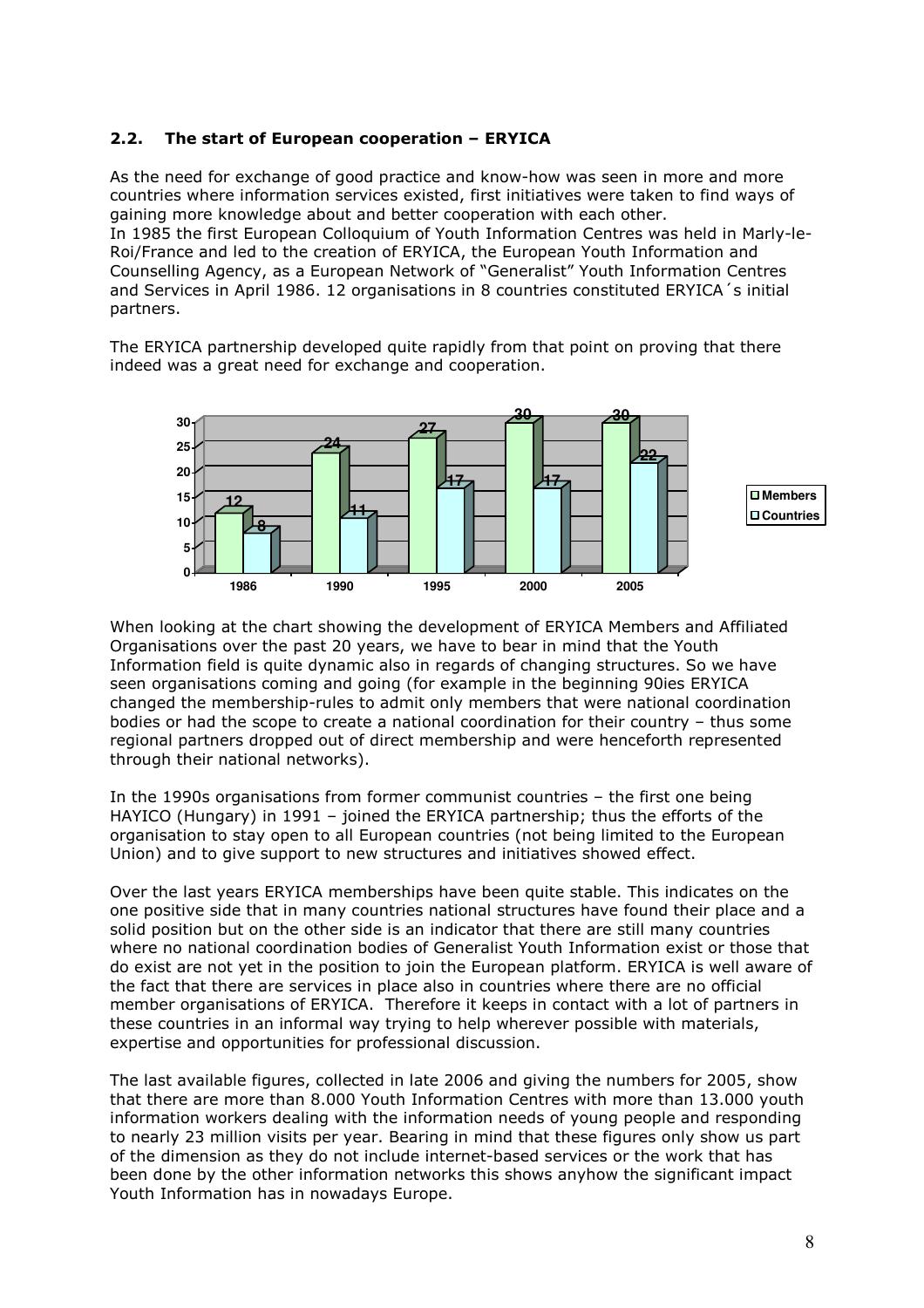## 2.2. The start of European cooperation – ERYICA

As the need for exchange of good practice and know-how was seen in more and more countries where information services existed, first initiatives were taken to find ways of gaining more knowledge about and better cooperation with each other.
In 1985 the first European Colloquium of Youth Information Centres was held in Marly-le-Roi/France and led to the creation of ERYICA, the European Youth Information and Counselling Agency, as a European Network of "Generalist" Youth Information Centres and Services in April 1986. 12 organisations in 8 countries constituted ERYICA´s initial partners.

The ERYICA partnership developed quite rapidly from that point on proving that there indeed was a great need for exchange and cooperation.

| | 1986 | 1990 | 1995 | 2000 | 2005 |
|---|---|---|---|---|---|
| Members | 12 | 24 | 27 | 30 | 30 |
| Countries | 8 | 11 | 17 | 17 | 22 |

When looking at the chart showing the development of ERYICA Members and Affiliated Organisations over the past 20 years, we have to bear in mind that the Youth Information field is quite dynamic also in regards of changing structures. So we have seen organisations coming and going (for example in the beginning 90ies ERYICA changed the membership-rules to admit only members that were national coordination bodies or had the scope to create a national coordination for their country – thus some regional partners dropped out of direct membership and were henceforth represented through their national networks).

In the 1990s organisations from former communist countries – the first one being HAYICO (Hungary) in 1991 – joined the ERYICA partnership; thus the efforts of the organisation to stay open to all European countries (not being limited to the European Union) and to give support to new structures and initiatives showed effect.

Over the last years ERYICA memberships have been quite stable. This indicates on the one positive side that in many countries national structures have found their place and a solid position but on the other side is an indicator that there are still many countries where no national coordination bodies of Generalist Youth Information exist or those that do exist are not yet in the position to join the European platform. ERYICA is well aware of the fact that there are services in place also in countries where there are no official member organisations of ERYICA. Therefore it keeps in contact with a lot of partners in these countries in an informal way trying to help wherever possible with materials, expertise and opportunities for professional discussion.

The last available figures, collected in late 2006 and giving the numbers for 2005, show that there are more than 8.000 Youth Information Centres with more than 13.000 youth information workers dealing with the information needs of young people and responding to nearly 23 million visits per year. Bearing in mind that these figures only show us part of the dimension as they do not include internet-based services or the work that has been done by the other information networks this shows anyhow the significant impact Youth Information has in nowadays Europe.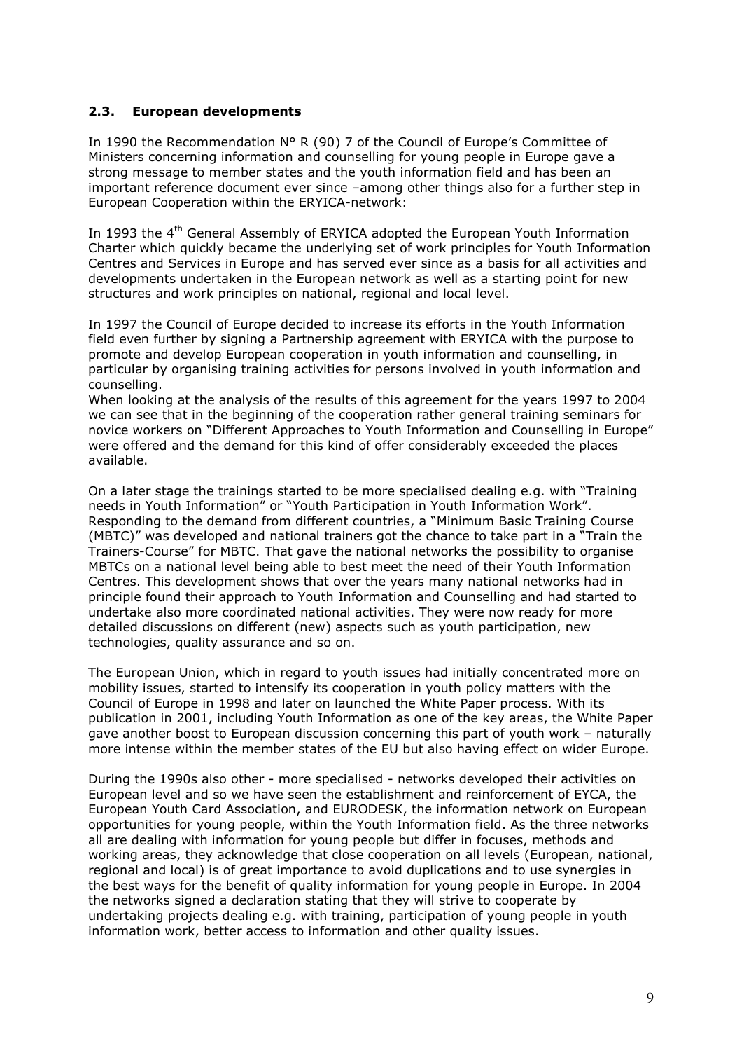## 2.3. European developments

In 1990 the Recommendation N° R (90) 7 of the Council of Europe's Committee of Ministers concerning information and counselling for young people in Europe gave a strong message to member states and the youth information field and has been an important reference document ever since –among other things also for a further step in European Cooperation within the ERYICA-network:

In 1993 the 4th General Assembly of ERYICA adopted the European Youth Information Charter which quickly became the underlying set of work principles for Youth Information Centres and Services in Europe and has served ever since as a basis for all activities and developments undertaken in the European network as well as a starting point for new structures and work principles on national, regional and local level.

In 1997 the Council of Europe decided to increase its efforts in the Youth Information field even further by signing a Partnership agreement with ERYICA with the purpose to promote and develop European cooperation in youth information and counselling, in particular by organising training activities for persons involved in youth information and counselling.
When looking at the analysis of the results of this agreement for the years 1997 to 2004 we can see that in the beginning of the cooperation rather general training seminars for novice workers on "Different Approaches to Youth Information and Counselling in Europe" were offered and the demand for this kind of offer considerably exceeded the places available.

On a later stage the trainings started to be more specialised dealing e.g. with "Training needs in Youth Information" or "Youth Participation in Youth Information Work". Responding to the demand from different countries, a "Minimum Basic Training Course (MBTC)" was developed and national trainers got the chance to take part in a "Train the Trainers-Course" for MBTC. That gave the national networks the possibility to organise MBTCs on a national level being able to best meet the need of their Youth Information Centres. This development shows that over the years many national networks had in principle found their approach to Youth Information and Counselling and had started to undertake also more coordinated national activities. They were now ready for more detailed discussions on different (new) aspects such as youth participation, new technologies, quality assurance and so on.

The European Union, which in regard to youth issues had initially concentrated more on mobility issues, started to intensify its cooperation in youth policy matters with the Council of Europe in 1998 and later on launched the White Paper process. With its publication in 2001, including Youth Information as one of the key areas, the White Paper gave another boost to European discussion concerning this part of youth work – naturally more intense within the member states of the EU but also having effect on wider Europe.

During the 1990s also other - more specialised - networks developed their activities on European level and so we have seen the establishment and reinforcement of EYCA, the European Youth Card Association, and EURODESK, the information network on European opportunities for young people, within the Youth Information field. As the three networks all are dealing with information for young people but differ in focuses, methods and working areas, they acknowledge that close cooperation on all levels (European, national, regional and local) is of great importance to avoid duplications and to use synergies in the best ways for the benefit of quality information for young people in Europe. In 2004 the networks signed a declaration stating that they will strive to cooperate by undertaking projects dealing e.g. with training, participation of young people in youth information work, better access to information and other quality issues.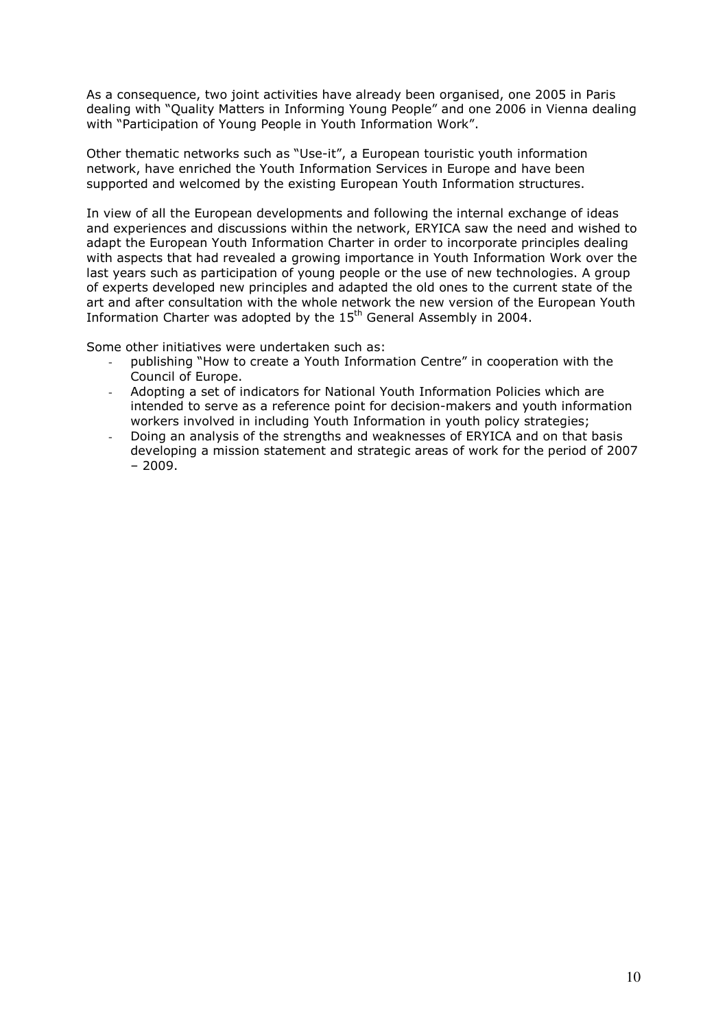As a consequence, two joint activities have already been organised, one 2005 in Paris dealing with "Quality Matters in Informing Young People" and one 2006 in Vienna dealing with "Participation of Young People in Youth Information Work".

Other thematic networks such as "Use-it", a European touristic youth information network, have enriched the Youth Information Services in Europe and have been supported and welcomed by the existing European Youth Information structures.

In view of all the European developments and following the internal exchange of ideas and experiences and discussions within the network, ERYICA saw the need and wished to adapt the European Youth Information Charter in order to incorporate principles dealing with aspects that had revealed a growing importance in Youth Information Work over the last years such as participation of young people or the use of new technologies. A group of experts developed new principles and adapted the old ones to the current state of the art and after consultation with the whole network the new version of the European Youth Information Charter was adopted by the 15th General Assembly in 2004.

Some other initiatives were undertaken such as:

- publishing "How to create a Youth Information Centre" in cooperation with the Council of Europe.
- Adopting a set of indicators for National Youth Information Policies which are intended to serve as a reference point for decision-makers and youth information workers involved in including Youth Information in youth policy strategies;
- Doing an analysis of the strengths and weaknesses of ERYICA and on that basis developing a mission statement and strategic areas of work for the period of 2007 – 2009.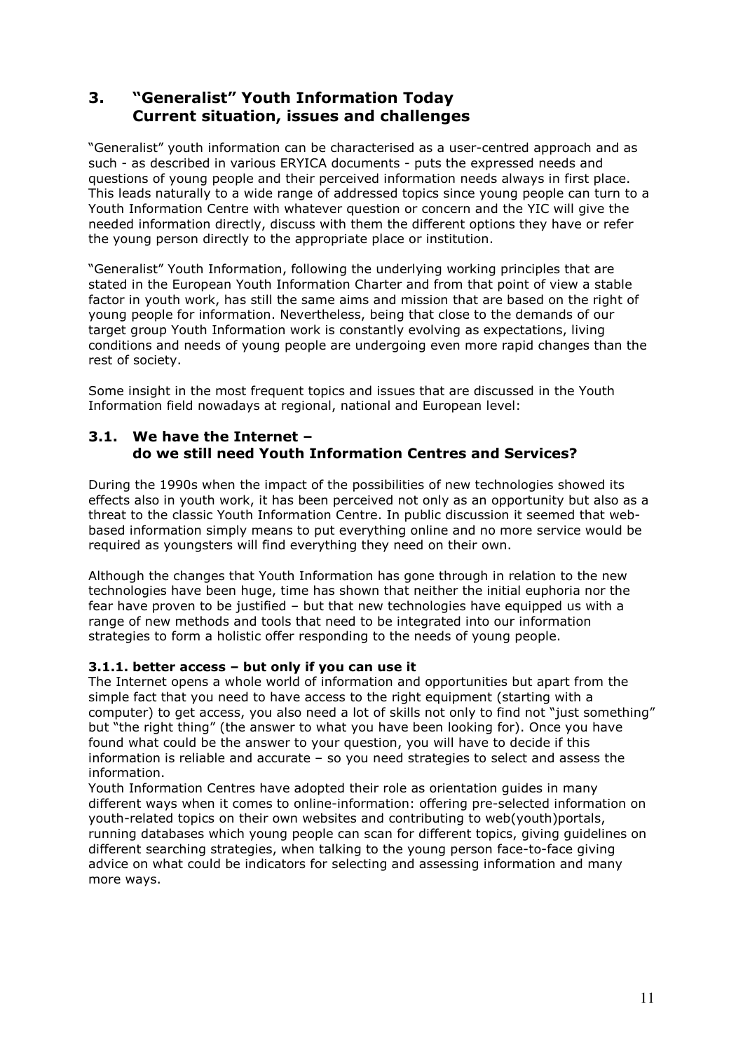# 3. "Generalist" Youth Information Today Current situation, issues and challenges

"Generalist" youth information can be characterised as a user-centred approach and as such - as described in various ERYICA documents - puts the expressed needs and questions of young people and their perceived information needs always in first place. This leads naturally to a wide range of addressed topics since young people can turn to a Youth Information Centre with whatever question or concern and the YIC will give the needed information directly, discuss with them the different options they have or refer the young person directly to the appropriate place or institution.

"Generalist" Youth Information, following the underlying working principles that are stated in the European Youth Information Charter and from that point of view a stable factor in youth work, has still the same aims and mission that are based on the right of young people for information. Nevertheless, being that close to the demands of our target group Youth Information work is constantly evolving as expectations, living conditions and needs of young people are undergoing even more rapid changes than the rest of society.

Some insight in the most frequent topics and issues that are discussed in the Youth Information field nowadays at regional, national and European level:

## 3.1. We have the Internet – do we still need Youth Information Centres and Services?

During the 1990s when the impact of the possibilities of new technologies showed its effects also in youth work, it has been perceived not only as an opportunity but also as a threat to the classic Youth Information Centre. In public discussion it seemed that web-based information simply means to put everything online and no more service would be required as youngsters will find everything they need on their own.

Although the changes that Youth Information has gone through in relation to the new technologies have been huge, time has shown that neither the initial euphoria nor the fear have proven to be justified – but that new technologies have equipped us with a range of new methods and tools that need to be integrated into our information strategies to form a holistic offer responding to the needs of young people.

### 3.1.1. better access – but only if you can use it

The Internet opens a whole world of information and opportunities but apart from the simple fact that you need to have access to the right equipment (starting with a computer) to get access, you also need a lot of skills not only to find not "just something" but "the right thing" (the answer to what you have been looking for). Once you have found what could be the answer to your question, you will have to decide if this information is reliable and accurate – so you need strategies to select and assess the information.

Youth Information Centres have adopted their role as orientation guides in many different ways when it comes to online-information: offering pre-selected information on youth-related topics on their own websites and contributing to web(youth)portals, running databases which young people can scan for different topics, giving guidelines on different searching strategies, when talking to the young person face-to-face giving advice on what could be indicators for selecting and assessing information and many more ways.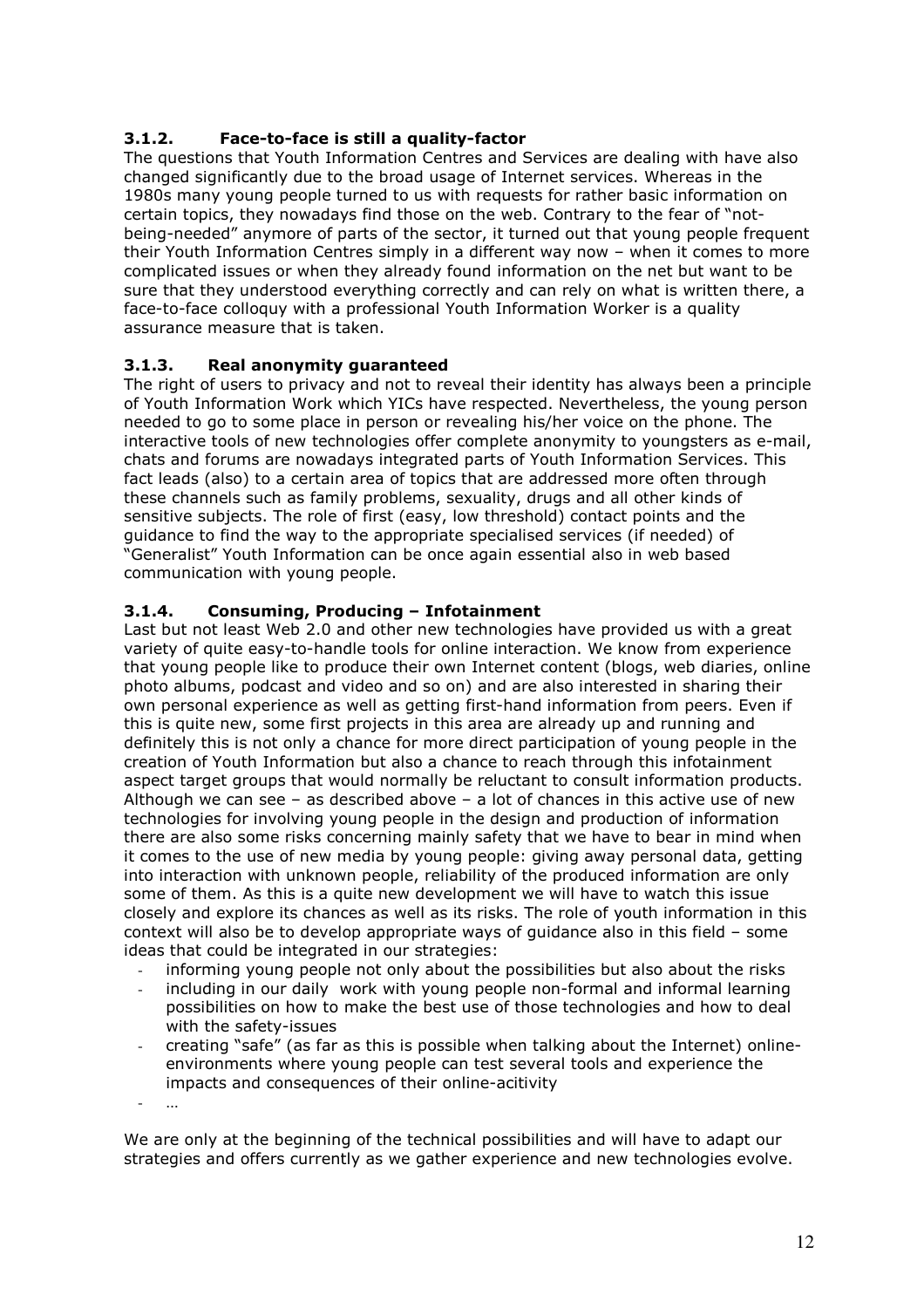### 3.1.2. Face-to-face is still a quality-factor

The questions that Youth Information Centres and Services are dealing with have also changed significantly due to the broad usage of Internet services. Whereas in the 1980s many young people turned to us with requests for rather basic information on certain topics, they nowadays find those on the web. Contrary to the fear of "not-being-needed" anymore of parts of the sector, it turned out that young people frequent their Youth Information Centres simply in a different way now – when it comes to more complicated issues or when they already found information on the net but want to be sure that they understood everything correctly and can rely on what is written there, a face-to-face colloquy with a professional Youth Information Worker is a quality assurance measure that is taken.

### 3.1.3. Real anonymity guaranteed

The right of users to privacy and not to reveal their identity has always been a principle of Youth Information Work which YICs have respected. Nevertheless, the young person needed to go to some place in person or revealing his/her voice on the phone. The interactive tools of new technologies offer complete anonymity to youngsters as e-mail, chats and forums are nowadays integrated parts of Youth Information Services. This fact leads (also) to a certain area of topics that are addressed more often through these channels such as family problems, sexuality, drugs and all other kinds of sensitive subjects. The role of first (easy, low threshold) contact points and the guidance to find the way to the appropriate specialised services (if needed) of "Generalist" Youth Information can be once again essential also in web based communication with young people.

### 3.1.4. Consuming, Producing – Infotainment

Last but not least Web 2.0 and other new technologies have provided us with a great variety of quite easy-to-handle tools for online interaction. We know from experience that young people like to produce their own Internet content (blogs, web diaries, online photo albums, podcast and video and so on) and are also interested in sharing their own personal experience as well as getting first-hand information from peers. Even if this is quite new, some first projects in this area are already up and running and definitely this is not only a chance for more direct participation of young people in the creation of Youth Information but also a chance to reach through this infotainment aspect target groups that would normally be reluctant to consult information products. Although we can see – as described above – a lot of chances in this active use of new technologies for involving young people in the design and production of information there are also some risks concerning mainly safety that we have to bear in mind when it comes to the use of new media by young people: giving away personal data, getting into interaction with unknown people, reliability of the produced information are only some of them. As this is a quite new development we will have to watch this issue closely and explore its chances as well as its risks. The role of youth information in this context will also be to develop appropriate ways of guidance also in this field – some ideas that could be integrated in our strategies:

- informing young people not only about the possibilities but also about the risks
- including in our daily work with young people non-formal and informal learning possibilities on how to make the best use of those technologies and how to deal with the safety-issues
- creating "safe" (as far as this is possible when talking about the Internet) online-environments where young people can test several tools and experience the impacts and consequences of their online-acitivity
- …

We are only at the beginning of the technical possibilities and will have to adapt our strategies and offers currently as we gather experience and new technologies evolve.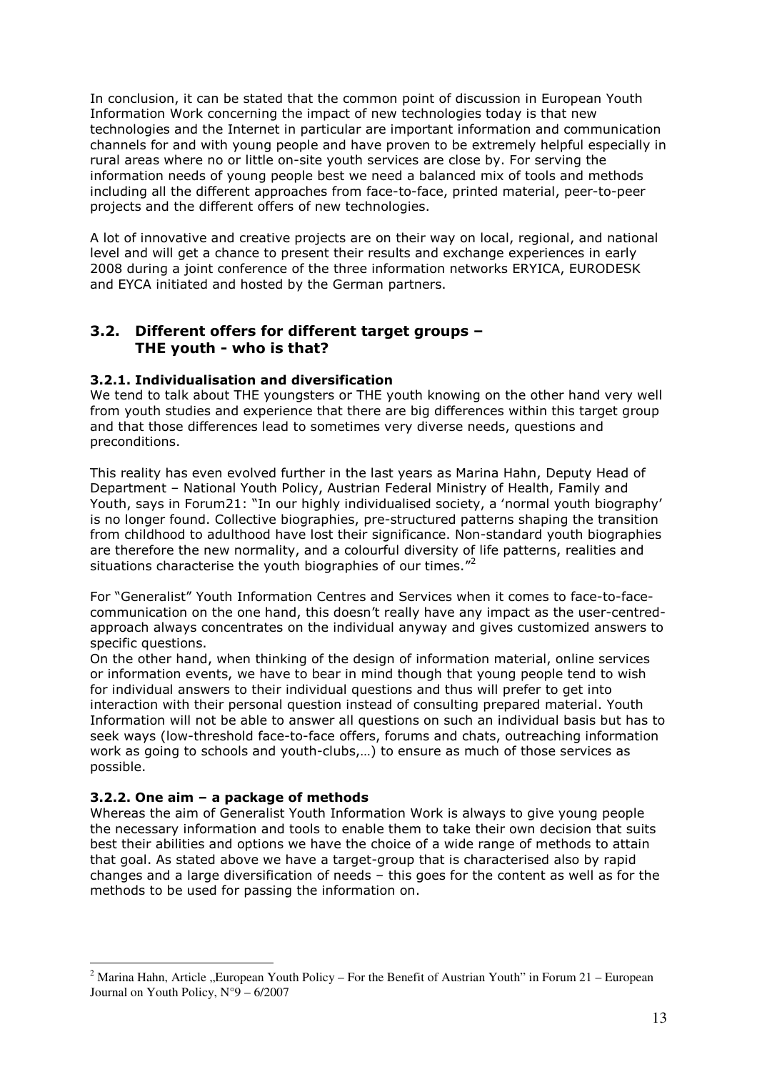In conclusion, it can be stated that the common point of discussion in European Youth Information Work concerning the impact of new technologies today is that new technologies and the Internet in particular are important information and communication channels for and with young people and have proven to be extremely helpful especially in rural areas where no or little on-site youth services are close by. For serving the information needs of young people best we need a balanced mix of tools and methods including all the different approaches from face-to-face, printed material, peer-to-peer projects and the different offers of new technologies.

A lot of innovative and creative projects are on their way on local, regional, and national level and will get a chance to present their results and exchange experiences in early 2008 during a joint conference of the three information networks ERYICA, EURODESK and EYCA initiated and hosted by the German partners.

## 3.2. Different offers for different target groups – THE youth - who is that?

### 3.2.1. Individualisation and diversification

We tend to talk about THE youngsters or THE youth knowing on the other hand very well from youth studies and experience that there are big differences within this target group and that those differences lead to sometimes very diverse needs, questions and preconditions.

This reality has even evolved further in the last years as Marina Hahn, Deputy Head of Department – National Youth Policy, Austrian Federal Ministry of Health, Family and Youth, says in Forum21: "In our highly individualised society, a 'normal youth biography' is no longer found. Collective biographies, pre-structured patterns shaping the transition from childhood to adulthood have lost their significance. Non-standard youth biographies are therefore the new normality, and a colourful diversity of life patterns, realities and situations characterise the youth biographies of our times."[2]

For "Generalist" Youth Information Centres and Services when it comes to face-to-face-communication on the one hand, this doesn't really have any impact as the user-centred-approach always concentrates on the individual anyway and gives customized answers to specific questions.

On the other hand, when thinking of the design of information material, online services or information events, we have to bear in mind though that young people tend to wish for individual answers to their individual questions and thus will prefer to get into interaction with their personal question instead of consulting prepared material. Youth Information will not be able to answer all questions on such an individual basis but has to seek ways (low-threshold face-to-face offers, forums and chats, outreaching information work as going to schools and youth-clubs,…) to ensure as much of those services as possible.

### 3.2.2. One aim – a package of methods

Whereas the aim of Generalist Youth Information Work is always to give young people the necessary information and tools to enable them to take their own decision that suits best their abilities and options we have the choice of a wide range of methods to attain that goal. As stated above we have a target-group that is characterised also by rapid changes and a large diversification of needs – this goes for the content as well as for the methods to be used for passing the information on.

---

[2] Marina Hahn, Article „European Youth Policy – For the Benefit of Austrian Youth" in Forum 21 – European Journal on Youth Policy, N°9 – 6/2007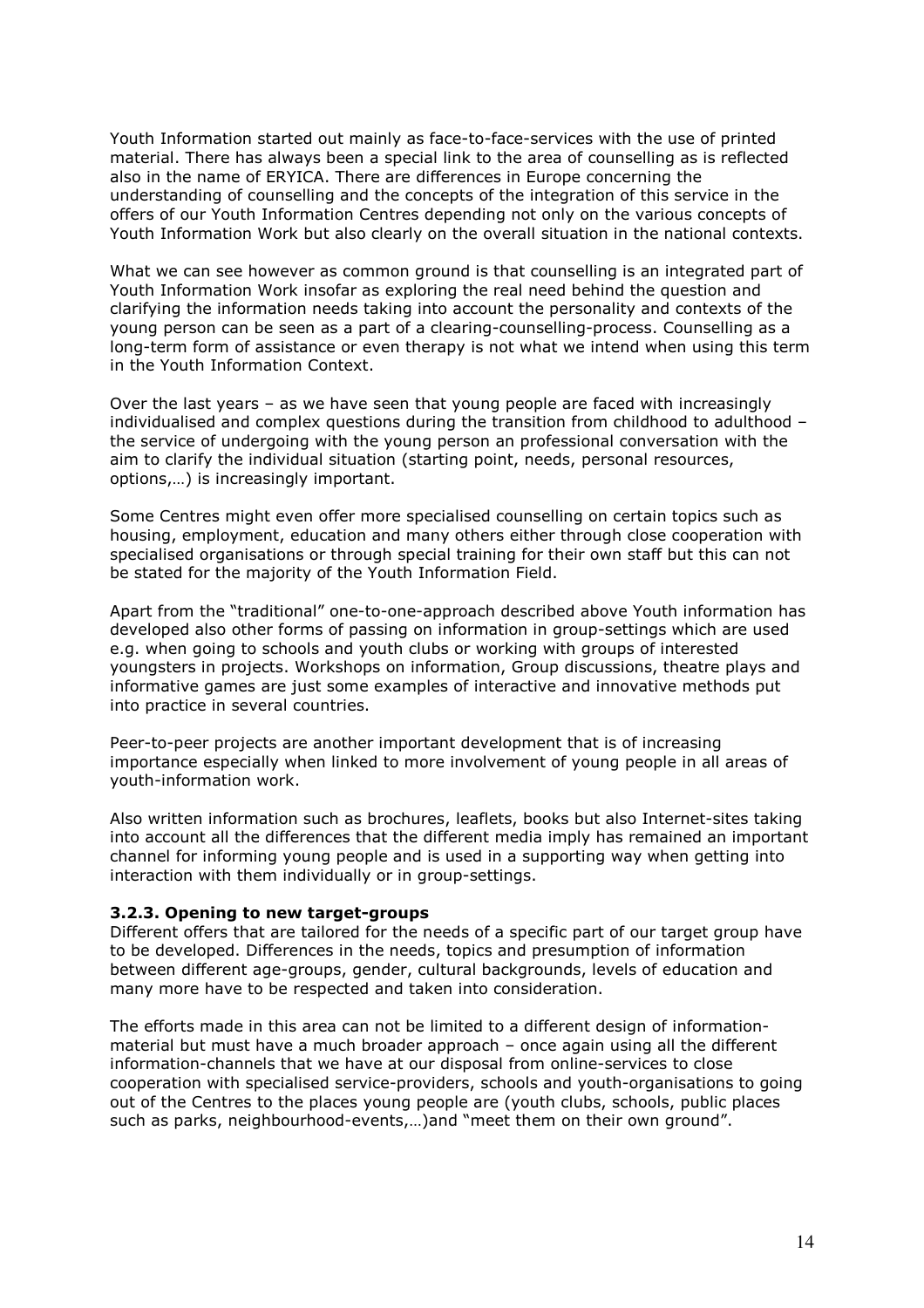Youth Information started out mainly as face-to-face-services with the use of printed material. There has always been a special link to the area of counselling as is reflected also in the name of ERYICA. There are differences in Europe concerning the understanding of counselling and the concepts of the integration of this service in the offers of our Youth Information Centres depending not only on the various concepts of Youth Information Work but also clearly on the overall situation in the national contexts.

What we can see however as common ground is that counselling is an integrated part of Youth Information Work insofar as exploring the real need behind the question and clarifying the information needs taking into account the personality and contexts of the young person can be seen as a part of a clearing-counselling-process. Counselling as a long-term form of assistance or even therapy is not what we intend when using this term in the Youth Information Context.

Over the last years – as we have seen that young people are faced with increasingly individualised and complex questions during the transition from childhood to adulthood – the service of undergoing with the young person an professional conversation with the aim to clarify the individual situation (starting point, needs, personal resources, options,…) is increasingly important.

Some Centres might even offer more specialised counselling on certain topics such as housing, employment, education and many others either through close cooperation with specialised organisations or through special training for their own staff but this can not be stated for the majority of the Youth Information Field.

Apart from the "traditional" one-to-one-approach described above Youth information has developed also other forms of passing on information in group-settings which are used e.g. when going to schools and youth clubs or working with groups of interested youngsters in projects. Workshops on information, Group discussions, theatre plays and informative games are just some examples of interactive and innovative methods put into practice in several countries.

Peer-to-peer projects are another important development that is of increasing importance especially when linked to more involvement of young people in all areas of youth-information work.

Also written information such as brochures, leaflets, books but also Internet-sites taking into account all the differences that the different media imply has remained an important channel for informing young people and is used in a supporting way when getting into interaction with them individually or in group-settings.

### 3.2.3. Opening to new target-groups

Different offers that are tailored for the needs of a specific part of our target group have to be developed. Differences in the needs, topics and presumption of information between different age-groups, gender, cultural backgrounds, levels of education and many more have to be respected and taken into consideration.

The efforts made in this area can not be limited to a different design of information-material but must have a much broader approach – once again using all the different information-channels that we have at our disposal from online-services to close cooperation with specialised service-providers, schools and youth-organisations to going out of the Centres to the places young people are (youth clubs, schools, public places such as parks, neighbourhood-events,…)and "meet them on their own ground".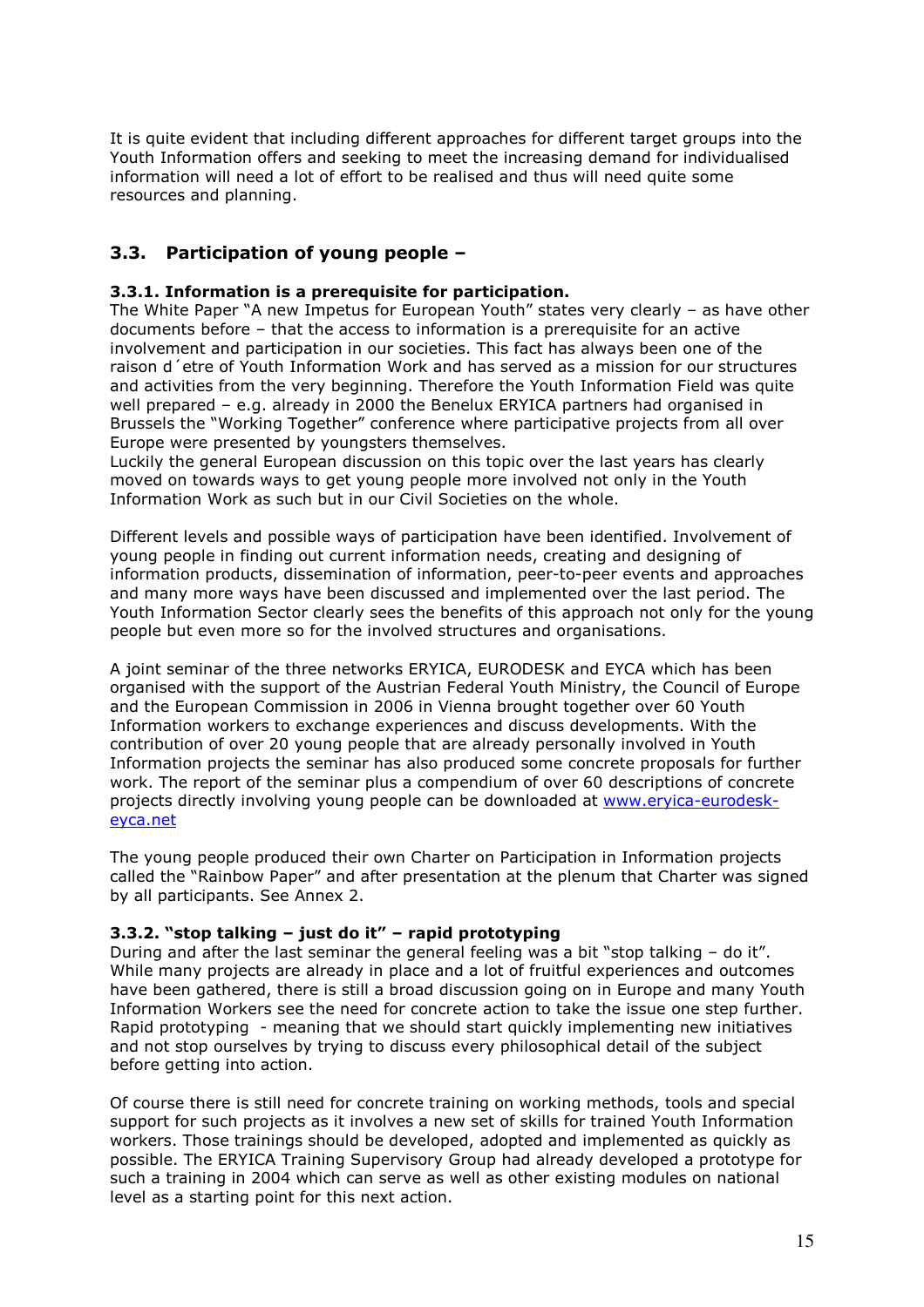It is quite evident that including different approaches for different target groups into the Youth Information offers and seeking to meet the increasing demand for individualised information will need a lot of effort to be realised and thus will need quite some resources and planning.

## 3.3. Participation of young people –

### 3.3.1. Information is a prerequisite for participation.

The White Paper "A new Impetus for European Youth" states very clearly – as have other documents before – that the access to information is a prerequisite for an active involvement and participation in our societies. This fact has always been one of the raison d´etre of Youth Information Work and has served as a mission for our structures and activities from the very beginning. Therefore the Youth Information Field was quite well prepared – e.g. already in 2000 the Benelux ERYICA partners had organised in Brussels the "Working Together" conference where participative projects from all over Europe were presented by youngsters themselves.
Luckily the general European discussion on this topic over the last years has clearly moved on towards ways to get young people more involved not only in the Youth Information Work as such but in our Civil Societies on the whole.

Different levels and possible ways of participation have been identified. Involvement of young people in finding out current information needs, creating and designing of information products, dissemination of information, peer-to-peer events and approaches and many more ways have been discussed and implemented over the last period. The Youth Information Sector clearly sees the benefits of this approach not only for the young people but even more so for the involved structures and organisations.

A joint seminar of the three networks ERYICA, EURODESK and EYCA which has been organised with the support of the Austrian Federal Youth Ministry, the Council of Europe and the European Commission in 2006 in Vienna brought together over 60 Youth Information workers to exchange experiences and discuss developments. With the contribution of over 20 young people that are already personally involved in Youth Information projects the seminar has also produced some concrete proposals for further work. The report of the seminar plus a compendium of over 60 descriptions of concrete projects directly involving young people can be downloaded at www.eryica-eurodesk-eyca.net

The young people produced their own Charter on Participation in Information projects called the "Rainbow Paper" and after presentation at the plenum that Charter was signed by all participants. See Annex 2.

### 3.3.2. "stop talking – just do it" – rapid prototyping

During and after the last seminar the general feeling was a bit "stop talking – do it". While many projects are already in place and a lot of fruitful experiences and outcomes have been gathered, there is still a broad discussion going on in Europe and many Youth Information Workers see the need for concrete action to take the issue one step further. Rapid prototyping - meaning that we should start quickly implementing new initiatives and not stop ourselves by trying to discuss every philosophical detail of the subject before getting into action.

Of course there is still need for concrete training on working methods, tools and special support for such projects as it involves a new set of skills for trained Youth Information workers. Those trainings should be developed, adopted and implemented as quickly as possible. The ERYICA Training Supervisory Group had already developed a prototype for such a training in 2004 which can serve as well as other existing modules on national level as a starting point for this next action.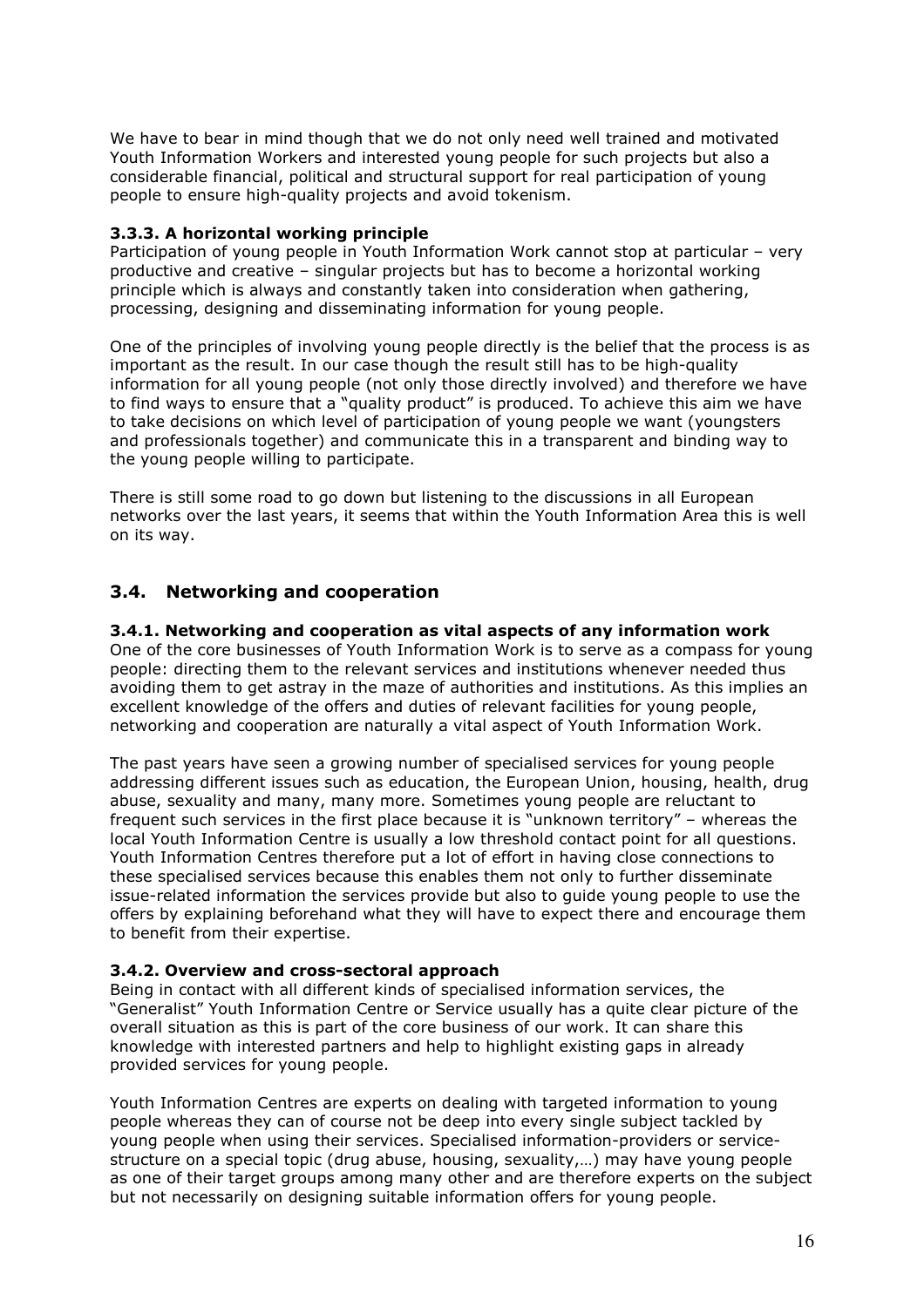We have to bear in mind though that we do not only need well trained and motivated Youth Information Workers and interested young people for such projects but also a considerable financial, political and structural support for real participation of young people to ensure high-quality projects and avoid tokenism.

#### 3.3.3. A horizontal working principle

Participation of young people in Youth Information Work cannot stop at particular – very productive and creative – singular projects but has to become a horizontal working principle which is always and constantly taken into consideration when gathering, processing, designing and disseminating information for young people.

One of the principles of involving young people directly is the belief that the process is as important as the result. In our case though the result still has to be high-quality information for all young people (not only those directly involved) and therefore we have to find ways to ensure that a "quality product" is produced. To achieve this aim we have to take decisions on which level of participation of young people we want (youngsters and professionals together) and communicate this in a transparent and binding way to the young people willing to participate.

There is still some road to go down but listening to the discussions in all European networks over the last years, it seems that within the Youth Information Area this is well on its way.

## 3.4. Networking and cooperation

#### 3.4.1. Networking and cooperation as vital aspects of any information work

One of the core businesses of Youth Information Work is to serve as a compass for young people: directing them to the relevant services and institutions whenever needed thus avoiding them to get astray in the maze of authorities and institutions. As this implies an excellent knowledge of the offers and duties of relevant facilities for young people, networking and cooperation are naturally a vital aspect of Youth Information Work.

The past years have seen a growing number of specialised services for young people addressing different issues such as education, the European Union, housing, health, drug abuse, sexuality and many, many more. Sometimes young people are reluctant to frequent such services in the first place because it is "unknown territory" – whereas the local Youth Information Centre is usually a low threshold contact point for all questions. Youth Information Centres therefore put a lot of effort in having close connections to these specialised services because this enables them not only to further disseminate issue-related information the services provide but also to guide young people to use the offers by explaining beforehand what they will have to expect there and encourage them to benefit from their expertise.

#### 3.4.2. Overview and cross-sectoral approach

Being in contact with all different kinds of specialised information services, the "Generalist" Youth Information Centre or Service usually has a quite clear picture of the overall situation as this is part of the core business of our work. It can share this knowledge with interested partners and help to highlight existing gaps in already provided services for young people.

Youth Information Centres are experts on dealing with targeted information to young people whereas they can of course not be deep into every single subject tackled by young people when using their services. Specialised information-providers or service-structure on a special topic (drug abuse, housing, sexuality,…) may have young people as one of their target groups among many other and are therefore experts on the subject but not necessarily on designing suitable information offers for young people.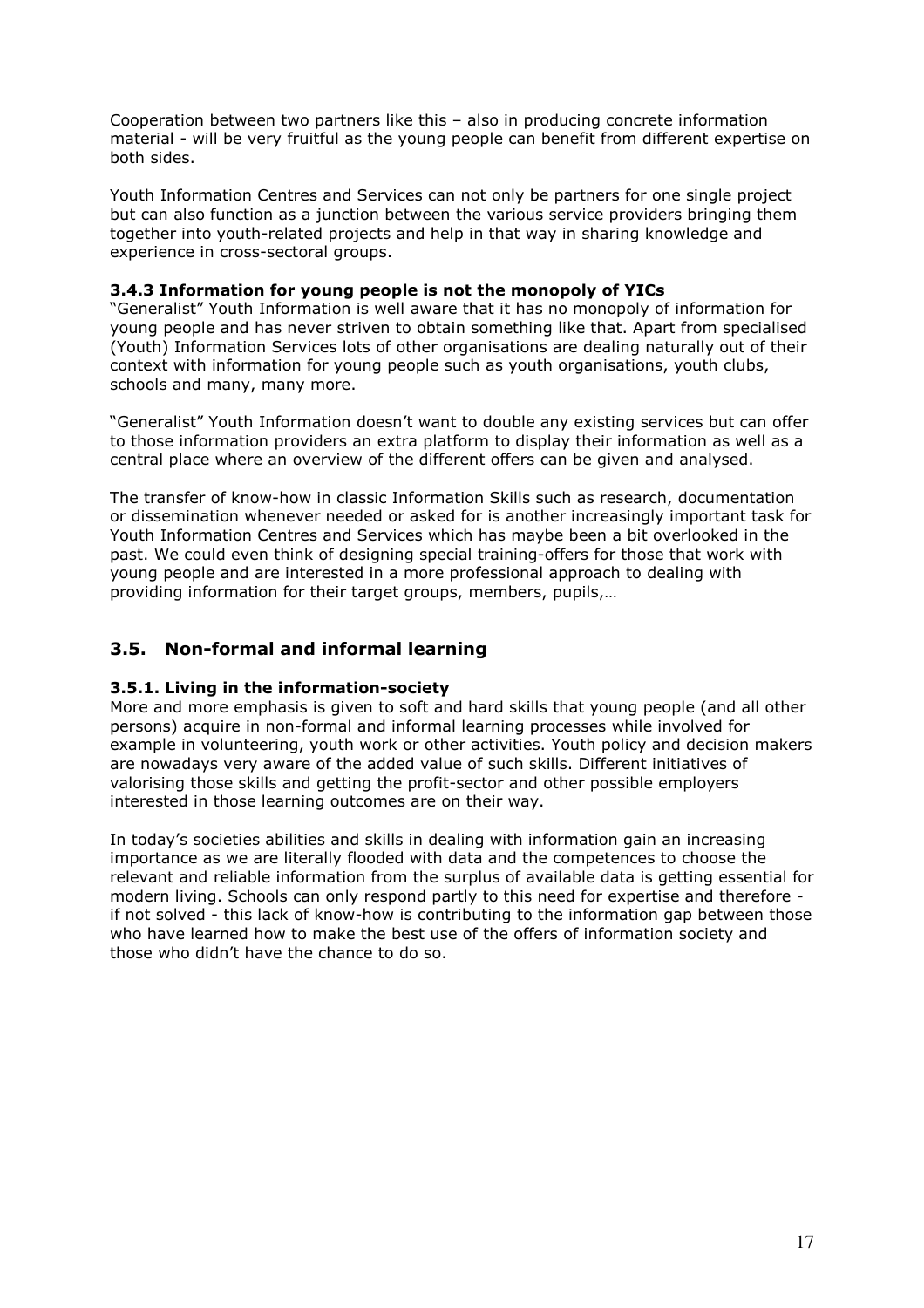Cooperation between two partners like this – also in producing concrete information material - will be very fruitful as the young people can benefit from different expertise on both sides.

Youth Information Centres and Services can not only be partners for one single project but can also function as a junction between the various service providers bringing them together into youth-related projects and help in that way in sharing knowledge and experience in cross-sectoral groups.

#### 3.4.3 Information for young people is not the monopoly of YICs

"Generalist" Youth Information is well aware that it has no monopoly of information for young people and has never striven to obtain something like that. Apart from specialised (Youth) Information Services lots of other organisations are dealing naturally out of their context with information for young people such as youth organisations, youth clubs, schools and many, many more.

"Generalist" Youth Information doesn't want to double any existing services but can offer to those information providers an extra platform to display their information as well as a central place where an overview of the different offers can be given and analysed.

The transfer of know-how in classic Information Skills such as research, documentation or dissemination whenever needed or asked for is another increasingly important task for Youth Information Centres and Services which has maybe been a bit overlooked in the past. We could even think of designing special training-offers for those that work with young people and are interested in a more professional approach to dealing with providing information for their target groups, members, pupils,…

## 3.5. Non-formal and informal learning

#### 3.5.1. Living in the information-society

More and more emphasis is given to soft and hard skills that young people (and all other persons) acquire in non-formal and informal learning processes while involved for example in volunteering, youth work or other activities. Youth policy and decision makers are nowadays very aware of the added value of such skills. Different initiatives of valorising those skills and getting the profit-sector and other possible employers interested in those learning outcomes are on their way.

In today's societies abilities and skills in dealing with information gain an increasing importance as we are literally flooded with data and the competences to choose the relevant and reliable information from the surplus of available data is getting essential for modern living. Schools can only respond partly to this need for expertise and therefore - if not solved - this lack of know-how is contributing to the information gap between those who have learned how to make the best use of the offers of information society and those who didn't have the chance to do so.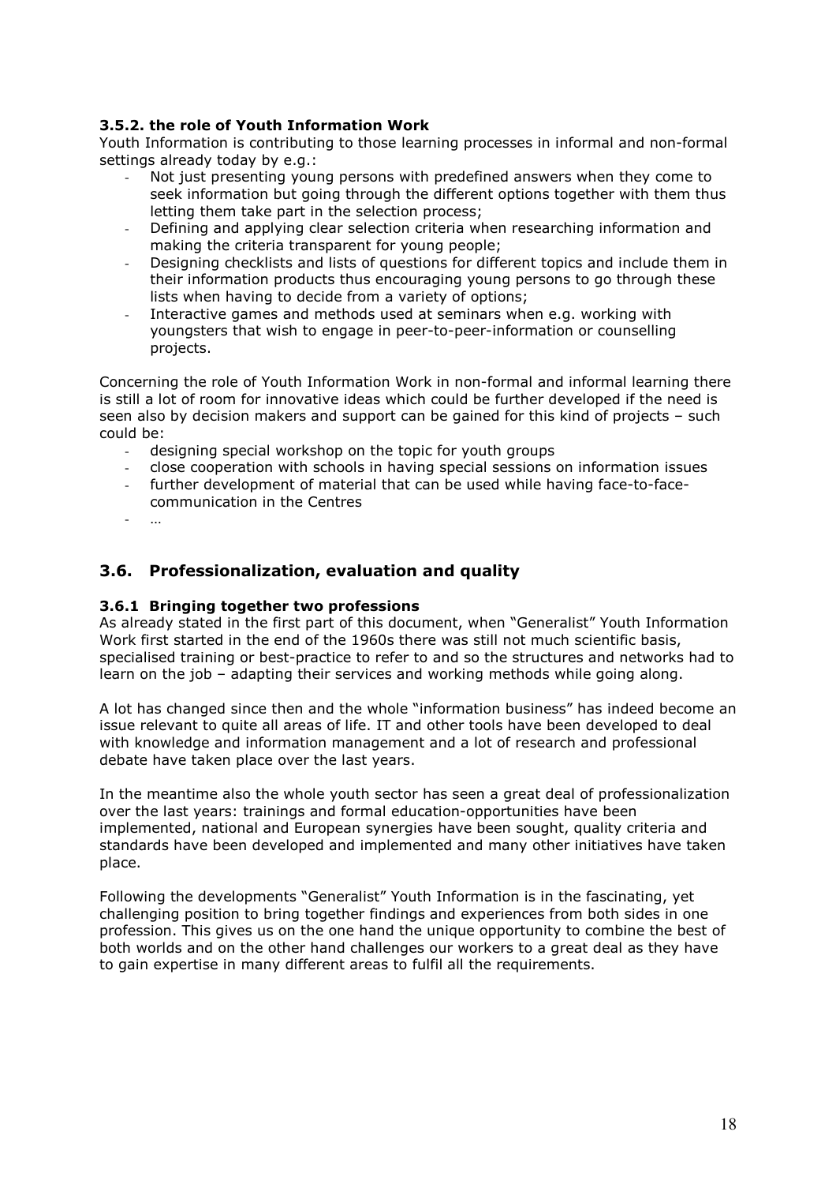### 3.5.2. the role of Youth Information Work

Youth Information is contributing to those learning processes in informal and non-formal settings already today by e.g.:

- Not just presenting young persons with predefined answers when they come to seek information but going through the different options together with them thus letting them take part in the selection process;
- Defining and applying clear selection criteria when researching information and making the criteria transparent for young people;
- Designing checklists and lists of questions for different topics and include them in their information products thus encouraging young persons to go through these lists when having to decide from a variety of options;
- Interactive games and methods used at seminars when e.g. working with youngsters that wish to engage in peer-to-peer-information or counselling projects.

Concerning the role of Youth Information Work in non-formal and informal learning there is still a lot of room for innovative ideas which could be further developed if the need is seen also by decision makers and support can be gained for this kind of projects – such could be:

- designing special workshop on the topic for youth groups
- close cooperation with schools in having special sessions on information issues
- further development of material that can be used while having face-to-face-communication in the Centres
- …

## 3.6. Professionalization, evaluation and quality

### 3.6.1 Bringing together two professions

As already stated in the first part of this document, when "Generalist" Youth Information Work first started in the end of the 1960s there was still not much scientific basis, specialised training or best-practice to refer to and so the structures and networks had to learn on the job – adapting their services and working methods while going along.

A lot has changed since then and the whole "information business" has indeed become an issue relevant to quite all areas of life. IT and other tools have been developed to deal with knowledge and information management and a lot of research and professional debate have taken place over the last years.

In the meantime also the whole youth sector has seen a great deal of professionalization over the last years: trainings and formal education-opportunities have been implemented, national and European synergies have been sought, quality criteria and standards have been developed and implemented and many other initiatives have taken place.

Following the developments "Generalist" Youth Information is in the fascinating, yet challenging position to bring together findings and experiences from both sides in one profession. This gives us on the one hand the unique opportunity to combine the best of both worlds and on the other hand challenges our workers to a great deal as they have to gain expertise in many different areas to fulfil all the requirements.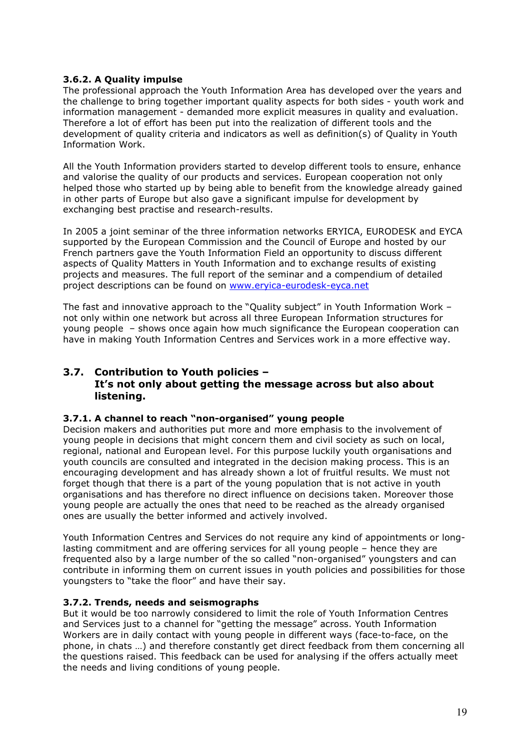#### 3.6.2. A Quality impulse

The professional approach the Youth Information Area has developed over the years and the challenge to bring together important quality aspects for both sides - youth work and information management - demanded more explicit measures in quality and evaluation. Therefore a lot of effort has been put into the realization of different tools and the development of quality criteria and indicators as well as definition(s) of Quality in Youth Information Work.

All the Youth Information providers started to develop different tools to ensure, enhance and valorise the quality of our products and services. European cooperation not only helped those who started up by being able to benefit from the knowledge already gained in other parts of Europe but also gave a significant impulse for development by exchanging best practise and research-results.

In 2005 a joint seminar of the three information networks ERYICA, EURODESK and EYCA supported by the European Commission and the Council of Europe and hosted by our French partners gave the Youth Information Field an opportunity to discuss different aspects of Quality Matters in Youth Information and to exchange results of existing projects and measures. The full report of the seminar and a compendium of detailed project descriptions can be found on [www.eryica-eurodesk-eyca.net](www.eryica-eurodesk-eyca.net)

The fast and innovative approach to the "Quality subject" in Youth Information Work – not only within one network but across all three European Information structures for young people – shows once again how much significance the European cooperation can have in making Youth Information Centres and Services work in a more effective way.

### 3.7. Contribution to Youth policies – It's not only about getting the message across but also about listening.

#### 3.7.1. A channel to reach "non-organised" young people

Decision makers and authorities put more and more emphasis to the involvement of young people in decisions that might concern them and civil society as such on local, regional, national and European level. For this purpose luckily youth organisations and youth councils are consulted and integrated in the decision making process. This is an encouraging development and has already shown a lot of fruitful results. We must not forget though that there is a part of the young population that is not active in youth organisations and has therefore no direct influence on decisions taken. Moreover those young people are actually the ones that need to be reached as the already organised ones are usually the better informed and actively involved.

Youth Information Centres and Services do not require any kind of appointments or long-lasting commitment and are offering services for all young people – hence they are frequented also by a large number of the so called "non-organised" youngsters and can contribute in informing them on current issues in youth policies and possibilities for those youngsters to "take the floor" and have their say.

#### 3.7.2. Trends, needs and seismographs

But it would be too narrowly considered to limit the role of Youth Information Centres and Services just to a channel for "getting the message" across. Youth Information Workers are in daily contact with young people in different ways (face-to-face, on the phone, in chats …) and therefore constantly get direct feedback from them concerning all the questions raised. This feedback can be used for analysing if the offers actually meet the needs and living conditions of young people.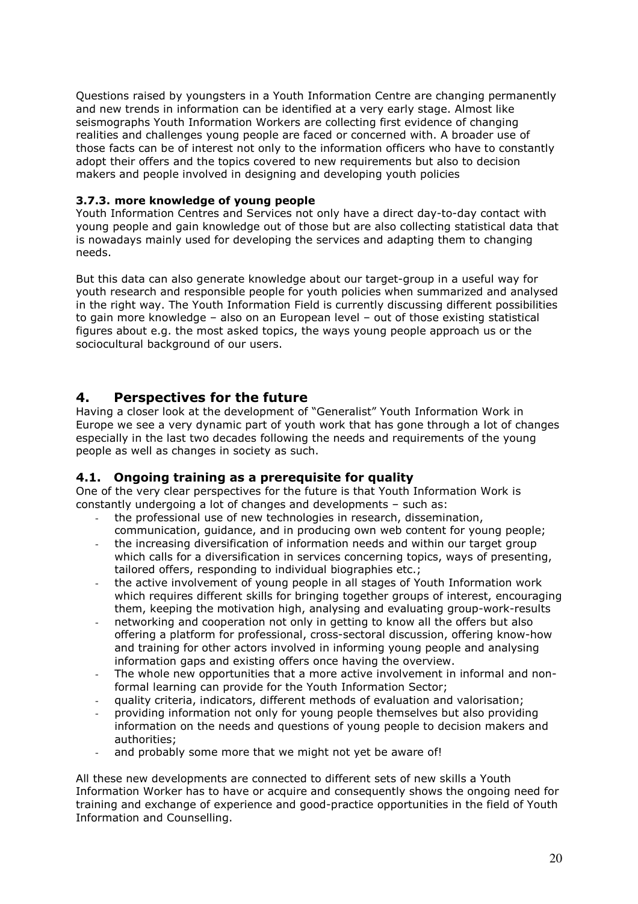Questions raised by youngsters in a Youth Information Centre are changing permanently and new trends in information can be identified at a very early stage. Almost like seismographs Youth Information Workers are collecting first evidence of changing realities and challenges young people are faced or concerned with. A broader use of those facts can be of interest not only to the information officers who have to constantly adopt their offers and the topics covered to new requirements but also to decision makers and people involved in designing and developing youth policies

#### 3.7.3. more knowledge of young people

Youth Information Centres and Services not only have a direct day-to-day contact with young people and gain knowledge out of those but are also collecting statistical data that is nowadays mainly used for developing the services and adapting them to changing needs.

But this data can also generate knowledge about our target-group in a useful way for youth research and responsible people for youth policies when summarized and analysed in the right way. The Youth Information Field is currently discussing different possibilities to gain more knowledge – also on an European level – out of those existing statistical figures about e.g. the most asked topics, the ways young people approach us or the sociocultural background of our users.

## 4. Perspectives for the future

Having a closer look at the development of "Generalist" Youth Information Work in Europe we see a very dynamic part of youth work that has gone through a lot of changes especially in the last two decades following the needs and requirements of the young people as well as changes in society as such.

### 4.1. Ongoing training as a prerequisite for quality

One of the very clear perspectives for the future is that Youth Information Work is constantly undergoing a lot of changes and developments – such as:

- the professional use of new technologies in research, dissemination, communication, guidance, and in producing own web content for young people;
- the increasing diversification of information needs and within our target group which calls for a diversification in services concerning topics, ways of presenting, tailored offers, responding to individual biographies etc.;
- the active involvement of young people in all stages of Youth Information work which requires different skills for bringing together groups of interest, encouraging them, keeping the motivation high, analysing and evaluating group-work-results
- networking and cooperation not only in getting to know all the offers but also offering a platform for professional, cross-sectoral discussion, offering know-how and training for other actors involved in informing young people and analysing information gaps and existing offers once having the overview.
- The whole new opportunities that a more active involvement in informal and non-formal learning can provide for the Youth Information Sector;
- quality criteria, indicators, different methods of evaluation and valorisation;
- providing information not only for young people themselves but also providing information on the needs and questions of young people to decision makers and authorities;
- and probably some more that we might not yet be aware of!

All these new developments are connected to different sets of new skills a Youth Information Worker has to have or acquire and consequently shows the ongoing need for training and exchange of experience and good-practice opportunities in the field of Youth Information and Counselling.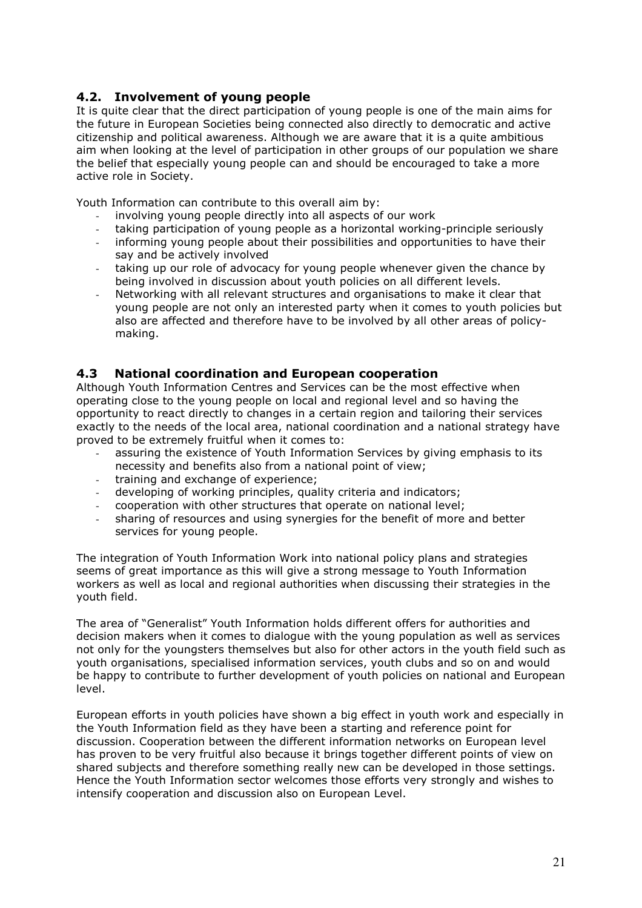## 4.2. Involvement of young people

It is quite clear that the direct participation of young people is one of the main aims for the future in European Societies being connected also directly to democratic and active citizenship and political awareness. Although we are aware that it is a quite ambitious aim when looking at the level of participation in other groups of our population we share the belief that especially young people can and should be encouraged to take a more active role in Society.

Youth Information can contribute to this overall aim by:

- involving young people directly into all aspects of our work
- taking participation of young people as a horizontal working-principle seriously
- informing young people about their possibilities and opportunities to have their say and be actively involved
- taking up our role of advocacy for young people whenever given the chance by being involved in discussion about youth policies on all different levels.
- Networking with all relevant structures and organisations to make it clear that young people are not only an interested party when it comes to youth policies but also are affected and therefore have to be involved by all other areas of policy-making.

## 4.3 National coordination and European cooperation

Although Youth Information Centres and Services can be the most effective when operating close to the young people on local and regional level and so having the opportunity to react directly to changes in a certain region and tailoring their services exactly to the needs of the local area, national coordination and a national strategy have proved to be extremely fruitful when it comes to:

- assuring the existence of Youth Information Services by giving emphasis to its necessity and benefits also from a national point of view;
- training and exchange of experience;
- developing of working principles, quality criteria and indicators;
- cooperation with other structures that operate on national level;
- sharing of resources and using synergies for the benefit of more and better services for young people.

The integration of Youth Information Work into national policy plans and strategies seems of great importance as this will give a strong message to Youth Information workers as well as local and regional authorities when discussing their strategies in the youth field.

The area of "Generalist" Youth Information holds different offers for authorities and decision makers when it comes to dialogue with the young population as well as services not only for the youngsters themselves but also for other actors in the youth field such as youth organisations, specialised information services, youth clubs and so on and would be happy to contribute to further development of youth policies on national and European level.

European efforts in youth policies have shown a big effect in youth work and especially in the Youth Information field as they have been a starting and reference point for discussion. Cooperation between the different information networks on European level has proven to be very fruitful also because it brings together different points of view on shared subjects and therefore something really new can be developed in those settings. Hence the Youth Information sector welcomes those efforts very strongly and wishes to intensify cooperation and discussion also on European Level.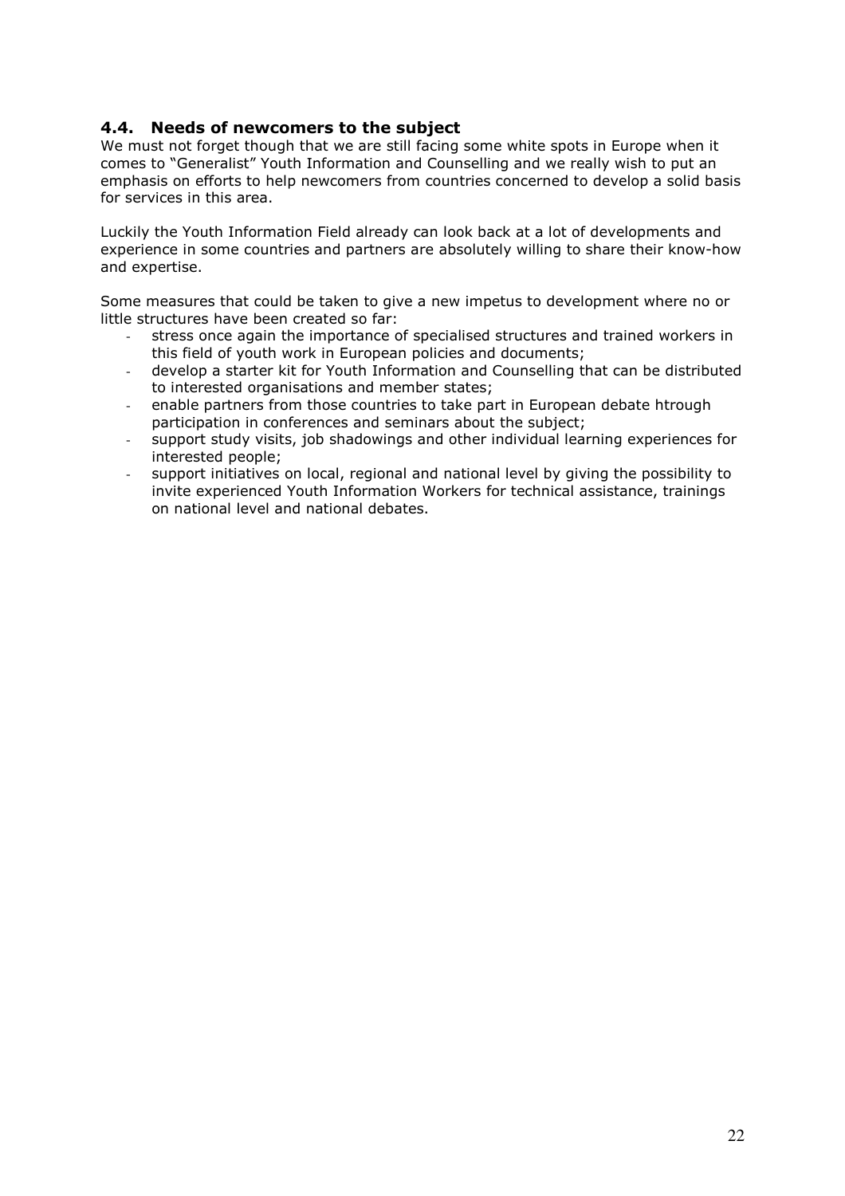### 4.4. Needs of newcomers to the subject

We must not forget though that we are still facing some white spots in Europe when it comes to "Generalist" Youth Information and Counselling and we really wish to put an emphasis on efforts to help newcomers from countries concerned to develop a solid basis for services in this area.

Luckily the Youth Information Field already can look back at a lot of developments and experience in some countries and partners are absolutely willing to share their know-how and expertise.

Some measures that could be taken to give a new impetus to development where no or little structures have been created so far:

- stress once again the importance of specialised structures and trained workers in this field of youth work in European policies and documents;
- develop a starter kit for Youth Information and Counselling that can be distributed to interested organisations and member states;
- enable partners from those countries to take part in European debate htrough participation in conferences and seminars about the subject;
- support study visits, job shadowings and other individual learning experiences for interested people;
- support initiatives on local, regional and national level by giving the possibility to invite experienced Youth Information Workers for technical assistance, trainings on national level and national debates.